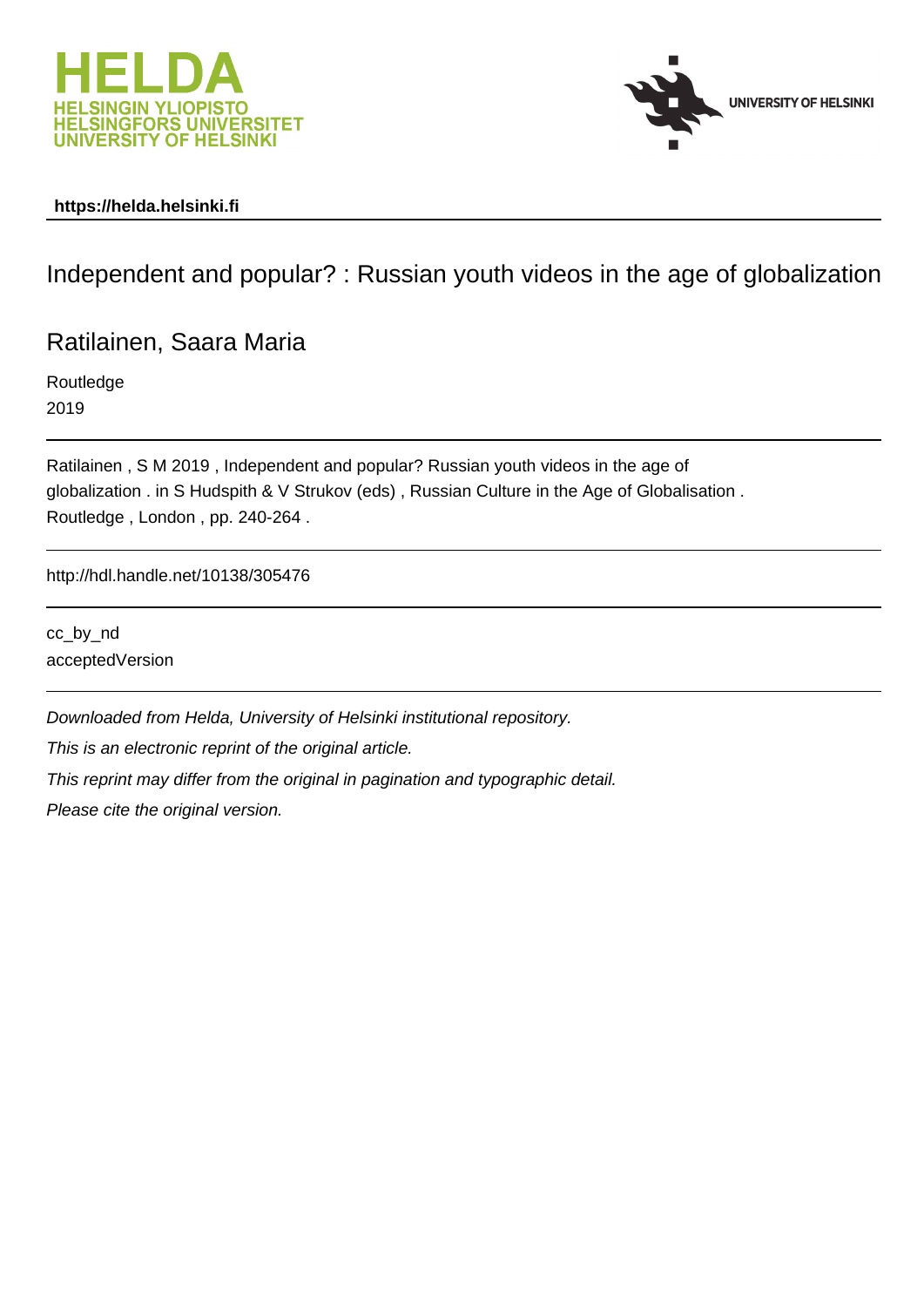https://helda.helsinki.fi

# Independent and popular? : Russian youth videos in the age of globalization

## Ratilainen, Saara Maria

Routledge
2019

Ratilainen , S M 2019 , Independent and popular? Russian youth videos in the age of globalization . in S Hudspith & V Strukov (eds) , Russian Culture in the Age of Globalisation . Routledge , London , pp. 240-264 .

http://hdl.handle.net/10138/305476

cc_by_nd
acceptedVersion

*Downloaded from Helda, University of Helsinki institutional repository.*

*This is an electronic reprint of the original article.*

*This reprint may differ from the original in pagination and typographic detail.*

*Please cite the original version.*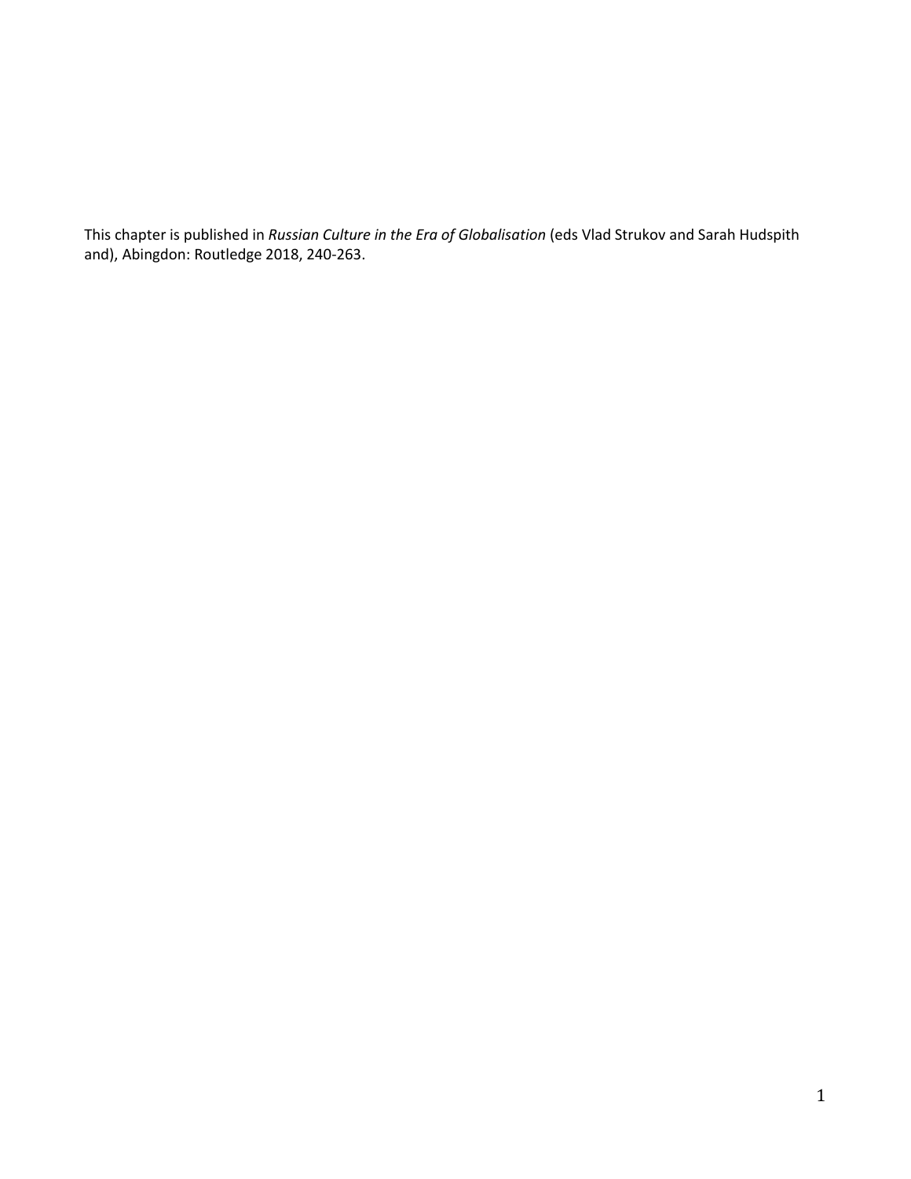This chapter is published in *Russian Culture in the Era of Globalisation* (eds Vlad Strukov and Sarah Hudspith and), Abingdon: Routledge 2018, 240-263.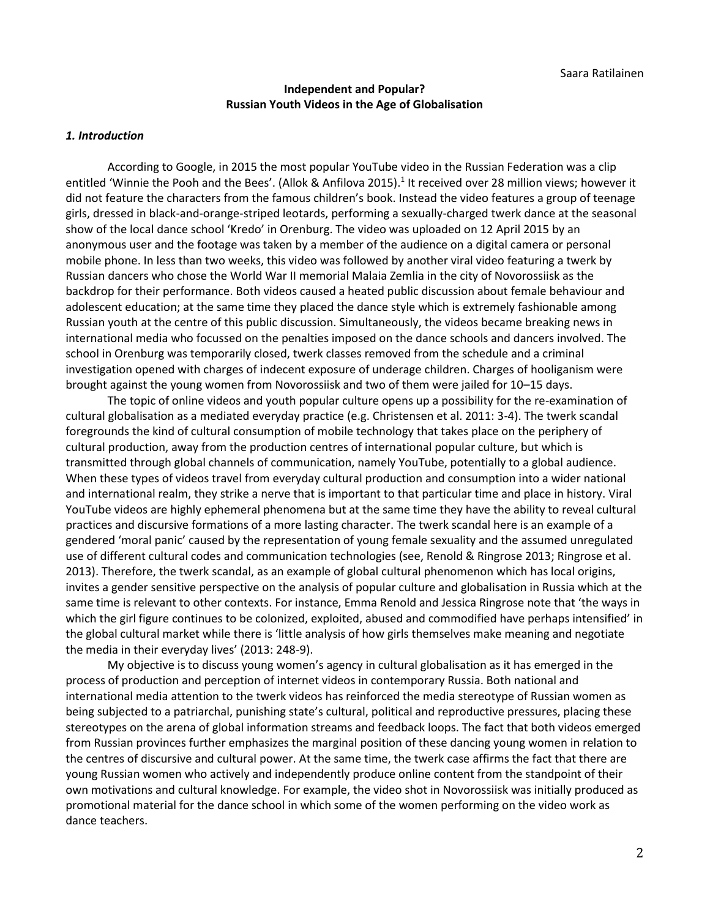**Independent and Popular?**
**Russian Youth Videos in the Age of Globalisation**

### *1. Introduction*

According to Google, in 2015 the most popular YouTube video in the Russian Federation was a clip entitled 'Winnie the Pooh and the Bees'. (Allok & Anfilova 2015).[1] It received over 28 million views; however it did not feature the characters from the famous children's book. Instead the video features a group of teenage girls, dressed in black-and-orange-striped leotards, performing a sexually-charged twerk dance at the seasonal show of the local dance school 'Kredo' in Orenburg. The video was uploaded on 12 April 2015 by an anonymous user and the footage was taken by a member of the audience on a digital camera or personal mobile phone. In less than two weeks, this video was followed by another viral video featuring a twerk by Russian dancers who chose the World War II memorial Malaia Zemlia in the city of Novorossiisk as the backdrop for their performance. Both videos caused a heated public discussion about female behaviour and adolescent education; at the same time they placed the dance style which is extremely fashionable among Russian youth at the centre of this public discussion. Simultaneously, the videos became breaking news in international media who focussed on the penalties imposed on the dance schools and dancers involved. The school in Orenburg was temporarily closed, twerk classes removed from the schedule and a criminal investigation opened with charges of indecent exposure of underage children. Charges of hooliganism were brought against the young women from Novorossiisk and two of them were jailed for 10–15 days.

The topic of online videos and youth popular culture opens up a possibility for the re-examination of cultural globalisation as a mediated everyday practice (e.g. Christensen et al. 2011: 3-4). The twerk scandal foregrounds the kind of cultural consumption of mobile technology that takes place on the periphery of cultural production, away from the production centres of international popular culture, but which is transmitted through global channels of communication, namely YouTube, potentially to a global audience. When these types of videos travel from everyday cultural production and consumption into a wider national and international realm, they strike a nerve that is important to that particular time and place in history. Viral YouTube videos are highly ephemeral phenomena but at the same time they have the ability to reveal cultural practices and discursive formations of a more lasting character. The twerk scandal here is an example of a gendered 'moral panic' caused by the representation of young female sexuality and the assumed unregulated use of different cultural codes and communication technologies (see, Renold & Ringrose 2013; Ringrose et al. 2013). Therefore, the twerk scandal, as an example of global cultural phenomenon which has local origins, invites a gender sensitive perspective on the analysis of popular culture and globalisation in Russia which at the same time is relevant to other contexts. For instance, Emma Renold and Jessica Ringrose note that 'the ways in which the girl figure continues to be colonized, exploited, abused and commodified have perhaps intensified' in the global cultural market while there is 'little analysis of how girls themselves make meaning and negotiate the media in their everyday lives' (2013: 248-9).

My objective is to discuss young women's agency in cultural globalisation as it has emerged in the process of production and perception of internet videos in contemporary Russia. Both national and international media attention to the twerk videos has reinforced the media stereotype of Russian women as being subjected to a patriarchal, punishing state's cultural, political and reproductive pressures, placing these stereotypes on the arena of global information streams and feedback loops. The fact that both videos emerged from Russian provinces further emphasizes the marginal position of these dancing young women in relation to the centres of discursive and cultural power. At the same time, the twerk case affirms the fact that there are young Russian women who actively and independently produce online content from the standpoint of their own motivations and cultural knowledge. For example, the video shot in Novorossiisk was initially produced as promotional material for the dance school in which some of the women performing on the video work as dance teachers.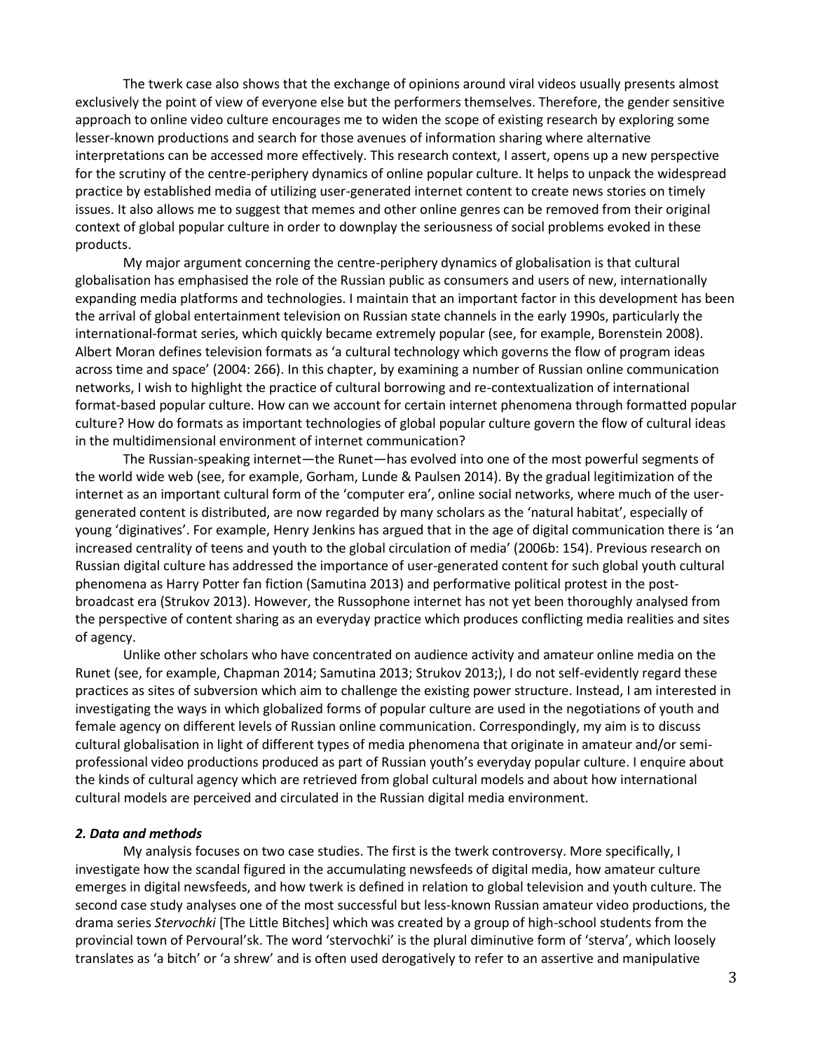The twerk case also shows that the exchange of opinions around viral videos usually presents almost exclusively the point of view of everyone else but the performers themselves. Therefore, the gender sensitive approach to online video culture encourages me to widen the scope of existing research by exploring some lesser-known productions and search for those avenues of information sharing where alternative interpretations can be accessed more effectively. This research context, I assert, opens up a new perspective for the scrutiny of the centre-periphery dynamics of online popular culture. It helps to unpack the widespread practice by established media of utilizing user-generated internet content to create news stories on timely issues. It also allows me to suggest that memes and other online genres can be removed from their original context of global popular culture in order to downplay the seriousness of social problems evoked in these products.

My major argument concerning the centre-periphery dynamics of globalisation is that cultural globalisation has emphasised the role of the Russian public as consumers and users of new, internationally expanding media platforms and technologies. I maintain that an important factor in this development has been the arrival of global entertainment television on Russian state channels in the early 1990s, particularly the international-format series, which quickly became extremely popular (see, for example, Borenstein 2008). Albert Moran defines television formats as 'a cultural technology which governs the flow of program ideas across time and space' (2004: 266). In this chapter, by examining a number of Russian online communication networks, I wish to highlight the practice of cultural borrowing and re-contextualization of international format-based popular culture. How can we account for certain internet phenomena through formatted popular culture? How do formats as important technologies of global popular culture govern the flow of cultural ideas in the multidimensional environment of internet communication?

The Russian-speaking internet—the Runet—has evolved into one of the most powerful segments of the world wide web (see, for example, Gorham, Lunde & Paulsen 2014). By the gradual legitimization of the internet as an important cultural form of the 'computer era', online social networks, where much of the user-generated content is distributed, are now regarded by many scholars as the 'natural habitat', especially of young 'diginatives'. For example, Henry Jenkins has argued that in the age of digital communication there is 'an increased centrality of teens and youth to the global circulation of media' (2006b: 154). Previous research on Russian digital culture has addressed the importance of user-generated content for such global youth cultural phenomena as Harry Potter fan fiction (Samutina 2013) and performative political protest in the post-broadcast era (Strukov 2013). However, the Russophone internet has not yet been thoroughly analysed from the perspective of content sharing as an everyday practice which produces conflicting media realities and sites of agency.

Unlike other scholars who have concentrated on audience activity and amateur online media on the Runet (see, for example, Chapman 2014; Samutina 2013; Strukov 2013;), I do not self-evidently regard these practices as sites of subversion which aim to challenge the existing power structure. Instead, I am interested in investigating the ways in which globalized forms of popular culture are used in the negotiations of youth and female agency on different levels of Russian online communication. Correspondingly, my aim is to discuss cultural globalisation in light of different types of media phenomena that originate in amateur and/or semi-professional video productions produced as part of Russian youth's everyday popular culture. I enquire about the kinds of cultural agency which are retrieved from global cultural models and about how international cultural models are perceived and circulated in the Russian digital media environment.

### *2. Data and methods*

My analysis focuses on two case studies. The first is the twerk controversy. More specifically, I investigate how the scandal figured in the accumulating newsfeeds of digital media, how amateur culture emerges in digital newsfeeds, and how twerk is defined in relation to global television and youth culture. The second case study analyses one of the most successful but less-known Russian amateur video productions, the drama series *Stervochki* [The Little Bitches] which was created by a group of high-school students from the provincial town of Pervoural'sk. The word 'stervochki' is the plural diminutive form of 'sterva', which loosely translates as 'a bitch' or 'a shrew' and is often used derogatively to refer to an assertive and manipulative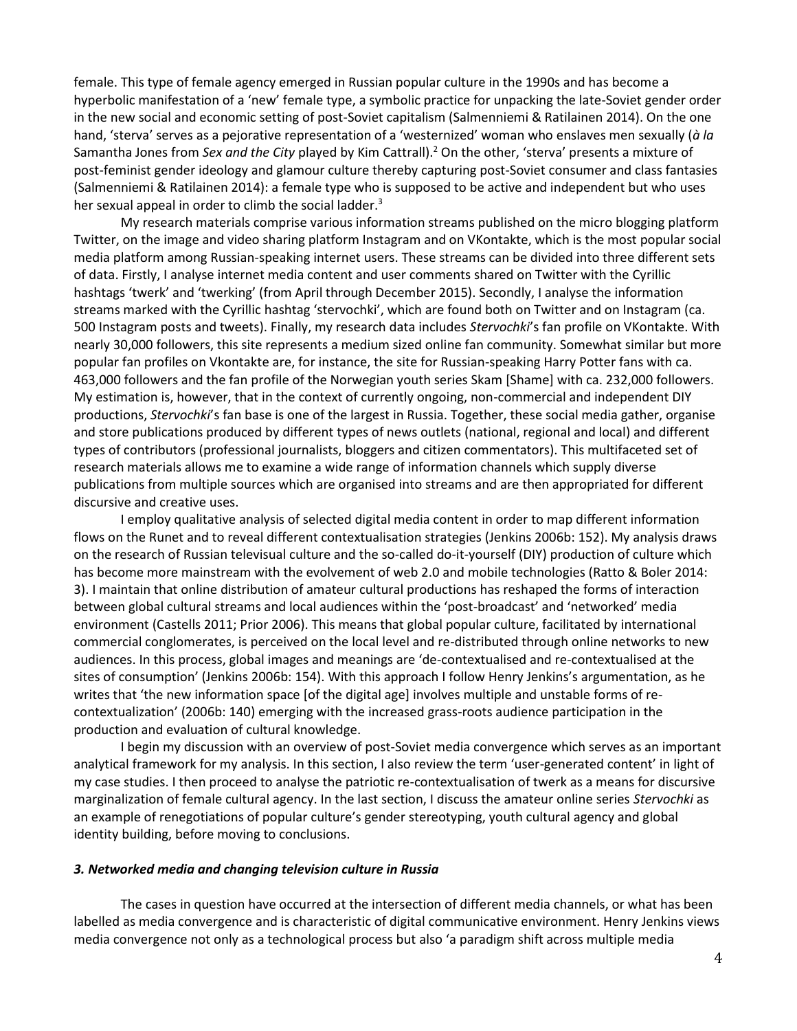female. This type of female agency emerged in Russian popular culture in the 1990s and has become a hyperbolic manifestation of a 'new' female type, a symbolic practice for unpacking the late-Soviet gender order in the new social and economic setting of post-Soviet capitalism (Salmenniemi & Ratilainen 2014). On the one hand, 'sterva' serves as a pejorative representation of a 'westernized' woman who enslaves men sexually (*à la* Samantha Jones from *Sex and the City* played by Kim Cattrall).[2] On the other, 'sterva' presents a mixture of post-feminist gender ideology and glamour culture thereby capturing post-Soviet consumer and class fantasies (Salmenniemi & Ratilainen 2014): a female type who is supposed to be active and independent but who uses her sexual appeal in order to climb the social ladder.[3]

My research materials comprise various information streams published on the micro blogging platform Twitter, on the image and video sharing platform Instagram and on VKontakte, which is the most popular social media platform among Russian-speaking internet users. These streams can be divided into three different sets of data. Firstly, I analyse internet media content and user comments shared on Twitter with the Cyrillic hashtags 'twerk' and 'twerking' (from April through December 2015). Secondly, I analyse the information streams marked with the Cyrillic hashtag 'stervochki', which are found both on Twitter and on Instagram (ca. 500 Instagram posts and tweets). Finally, my research data includes *Stervochki*'s fan profile on VKontakte. With nearly 30,000 followers, this site represents a medium sized online fan community. Somewhat similar but more popular fan profiles on Vkontakte are, for instance, the site for Russian-speaking Harry Potter fans with ca. 463,000 followers and the fan profile of the Norwegian youth series Skam [Shame] with ca. 232,000 followers. My estimation is, however, that in the context of currently ongoing, non-commercial and independent DIY productions, *Stervochki*'s fan base is one of the largest in Russia. Together, these social media gather, organise and store publications produced by different types of news outlets (national, regional and local) and different types of contributors (professional journalists, bloggers and citizen commentators). This multifaceted set of research materials allows me to examine a wide range of information channels which supply diverse publications from multiple sources which are organised into streams and are then appropriated for different discursive and creative uses.

I employ qualitative analysis of selected digital media content in order to map different information flows on the Runet and to reveal different contextualisation strategies (Jenkins 2006b: 152). My analysis draws on the research of Russian televisual culture and the so-called do-it-yourself (DIY) production of culture which has become more mainstream with the evolvement of web 2.0 and mobile technologies (Ratto & Boler 2014: 3). I maintain that online distribution of amateur cultural productions has reshaped the forms of interaction between global cultural streams and local audiences within the 'post-broadcast' and 'networked' media environment (Castells 2011; Prior 2006). This means that global popular culture, facilitated by international commercial conglomerates, is perceived on the local level and re-distributed through online networks to new audiences. In this process, global images and meanings are 'de-contextualised and re-contextualised at the sites of consumption' (Jenkins 2006b: 154). With this approach I follow Henry Jenkins's argumentation, as he writes that 'the new information space [of the digital age] involves multiple and unstable forms of re-contextualization' (2006b: 140) emerging with the increased grass-roots audience participation in the production and evaluation of cultural knowledge.

I begin my discussion with an overview of post-Soviet media convergence which serves as an important analytical framework for my analysis. In this section, I also review the term 'user-generated content' in light of my case studies. I then proceed to analyse the patriotic re-contextualisation of twerk as a means for discursive marginalization of female cultural agency. In the last section, I discuss the amateur online series *Stervochki* as an example of renegotiations of popular culture's gender stereotyping, youth cultural agency and global identity building, before moving to conclusions.

### *3. Networked media and changing television culture in Russia*

The cases in question have occurred at the intersection of different media channels, or what has been labelled as media convergence and is characteristic of digital communicative environment. Henry Jenkins views media convergence not only as a technological process but also 'a paradigm shift across multiple media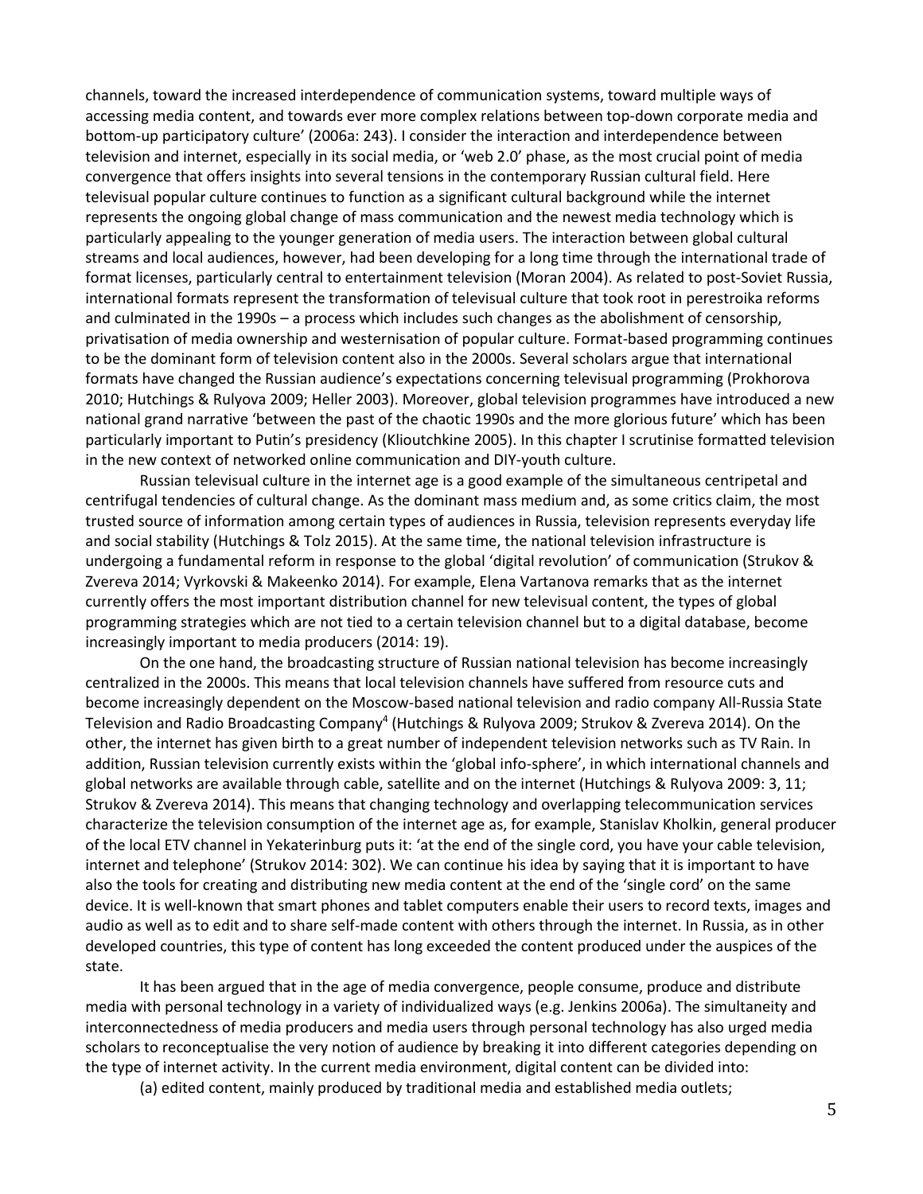channels, toward the increased interdependence of communication systems, toward multiple ways of accessing media content, and towards ever more complex relations between top-down corporate media and bottom-up participatory culture' (2006a: 243). I consider the interaction and interdependence between television and internet, especially in its social media, or 'web 2.0' phase, as the most crucial point of media convergence that offers insights into several tensions in the contemporary Russian cultural field. Here televisual popular culture continues to function as a significant cultural background while the internet represents the ongoing global change of mass communication and the newest media technology which is particularly appealing to the younger generation of media users. The interaction between global cultural streams and local audiences, however, had been developing for a long time through the international trade of format licenses, particularly central to entertainment television (Moran 2004). As related to post-Soviet Russia, international formats represent the transformation of televisual culture that took root in perestroika reforms and culminated in the 1990s – a process which includes such changes as the abolishment of censorship, privatisation of media ownership and westernisation of popular culture. Format-based programming continues to be the dominant form of television content also in the 2000s. Several scholars argue that international formats have changed the Russian audience's expectations concerning televisual programming (Prokhorova 2010; Hutchings & Rulyova 2009; Heller 2003). Moreover, global television programmes have introduced a new national grand narrative 'between the past of the chaotic 1990s and the more glorious future' which has been particularly important to Putin's presidency (Klioutchkine 2005). In this chapter I scrutinise formatted television in the new context of networked online communication and DIY-youth culture.

Russian televisual culture in the internet age is a good example of the simultaneous centripetal and centrifugal tendencies of cultural change. As the dominant mass medium and, as some critics claim, the most trusted source of information among certain types of audiences in Russia, television represents everyday life and social stability (Hutchings & Tolz 2015). At the same time, the national television infrastructure is undergoing a fundamental reform in response to the global 'digital revolution' of communication (Strukov & Zvereva 2014; Vyrkovski & Makeenko 2014). For example, Elena Vartanova remarks that as the internet currently offers the most important distribution channel for new televisual content, the types of global programming strategies which are not tied to a certain television channel but to a digital database, become increasingly important to media producers (2014: 19).

On the one hand, the broadcasting structure of Russian national television has become increasingly centralized in the 2000s. This means that local television channels have suffered from resource cuts and become increasingly dependent on the Moscow-based national television and radio company All-Russia State Television and Radio Broadcasting Company[4] (Hutchings & Rulyova 2009; Strukov & Zvereva 2014). On the other, the internet has given birth to a great number of independent television networks such as TV Rain. In addition, Russian television currently exists within the 'global info-sphere', in which international channels and global networks are available through cable, satellite and on the internet (Hutchings & Rulyova 2009: 3, 11; Strukov & Zvereva 2014). This means that changing technology and overlapping telecommunication services characterize the television consumption of the internet age as, for example, Stanislav Kholkin, general producer of the local ETV channel in Yekaterinburg puts it: 'at the end of the single cord, you have your cable television, internet and telephone' (Strukov 2014: 302). We can continue his idea by saying that it is important to have also the tools for creating and distributing new media content at the end of the 'single cord' on the same device. It is well-known that smart phones and tablet computers enable their users to record texts, images and audio as well as to edit and to share self-made content with others through the internet. In Russia, as in other developed countries, this type of content has long exceeded the content produced under the auspices of the state.

It has been argued that in the age of media convergence, people consume, produce and distribute media with personal technology in a variety of individualized ways (e.g. Jenkins 2006a). The simultaneity and interconnectedness of media producers and media users through personal technology has also urged media scholars to reconceptualise the very notion of audience by breaking it into different categories depending on the type of internet activity. In the current media environment, digital content can be divided into:

(a) edited content, mainly produced by traditional media and established media outlets;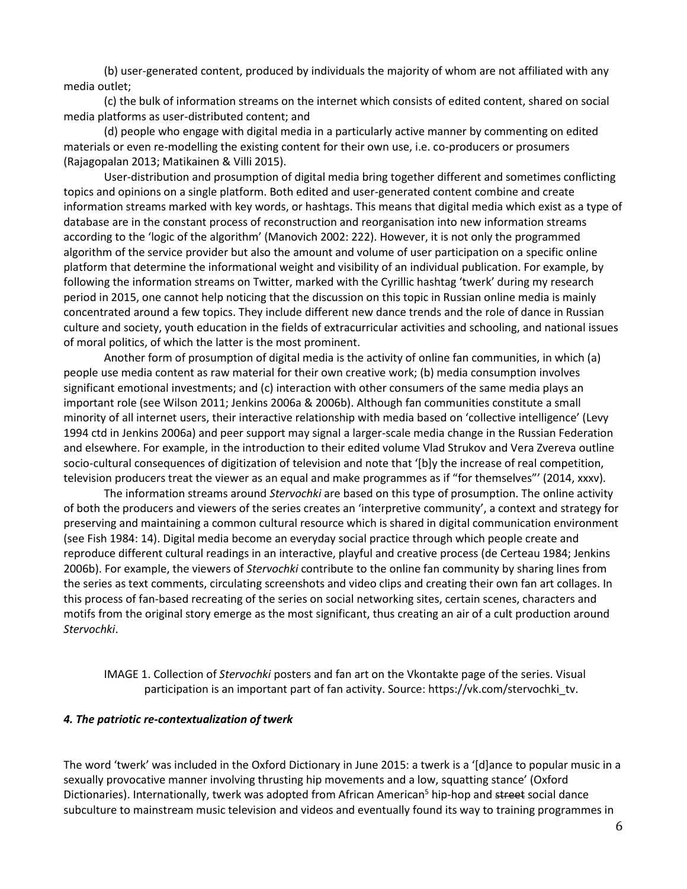(b) user-generated content, produced by individuals the majority of whom are not affiliated with any media outlet;

(c) the bulk of information streams on the internet which consists of edited content, shared on social media platforms as user-distributed content; and

(d) people who engage with digital media in a particularly active manner by commenting on edited materials or even re-modelling the existing content for their own use, i.e. co-producers or prosumers (Rajagopalan 2013; Matikainen & Villi 2015).

User-distribution and prosumption of digital media bring together different and sometimes conflicting topics and opinions on a single platform. Both edited and user-generated content combine and create information streams marked with key words, or hashtags. This means that digital media which exist as a type of database are in the constant process of reconstruction and reorganisation into new information streams according to the 'logic of the algorithm' (Manovich 2002: 222). However, it is not only the programmed algorithm of the service provider but also the amount and volume of user participation on a specific online platform that determine the informational weight and visibility of an individual publication. For example, by following the information streams on Twitter, marked with the Cyrillic hashtag 'twerk' during my research period in 2015, one cannot help noticing that the discussion on this topic in Russian online media is mainly concentrated around a few topics. They include different new dance trends and the role of dance in Russian culture and society, youth education in the fields of extracurricular activities and schooling, and national issues of moral politics, of which the latter is the most prominent.

Another form of prosumption of digital media is the activity of online fan communities, in which (a) people use media content as raw material for their own creative work; (b) media consumption involves significant emotional investments; and (c) interaction with other consumers of the same media plays an important role (see Wilson 2011; Jenkins 2006a & 2006b). Although fan communities constitute a small minority of all internet users, their interactive relationship with media based on 'collective intelligence' (Levy 1994 ctd in Jenkins 2006a) and peer support may signal a larger-scale media change in the Russian Federation and elsewhere. For example, in the introduction to their edited volume Vlad Strukov and Vera Zvereva outline socio-cultural consequences of digitization of television and note that '[b]y the increase of real competition, television producers treat the viewer as an equal and make programmes as if "for themselves"' (2014, xxxv).

The information streams around *Stervochki* are based on this type of prosumption. The online activity of both the producers and viewers of the series creates an 'interpretive community', a context and strategy for preserving and maintaining a common cultural resource which is shared in digital communication environment (see Fish 1984: 14). Digital media become an everyday social practice through which people create and reproduce different cultural readings in an interactive, playful and creative process (de Certeau 1984; Jenkins 2006b). For example, the viewers of *Stervochki* contribute to the online fan community by sharing lines from the series as text comments, circulating screenshots and video clips and creating their own fan art collages. In this process of fan-based recreating of the series on social networking sites, certain scenes, characters and motifs from the original story emerge as the most significant, thus creating an air of a cult production around *Stervochki*.

IMAGE 1. Collection of *Stervochki* posters and fan art on the Vkontakte page of the series. Visual participation is an important part of fan activity. Source: https://vk.com/stervochki_tv.

### *4. The patriotic re-contextualization of twerk*

The word 'twerk' was included in the Oxford Dictionary in June 2015: a twerk is a '[d]ance to popular music in a sexually provocative manner involving thrusting hip movements and a low, squatting stance' (Oxford Dictionaries). Internationally, twerk was adopted from African American[5] hip-hop and ~~street~~ social dance subculture to mainstream music television and videos and eventually found its way to training programmes in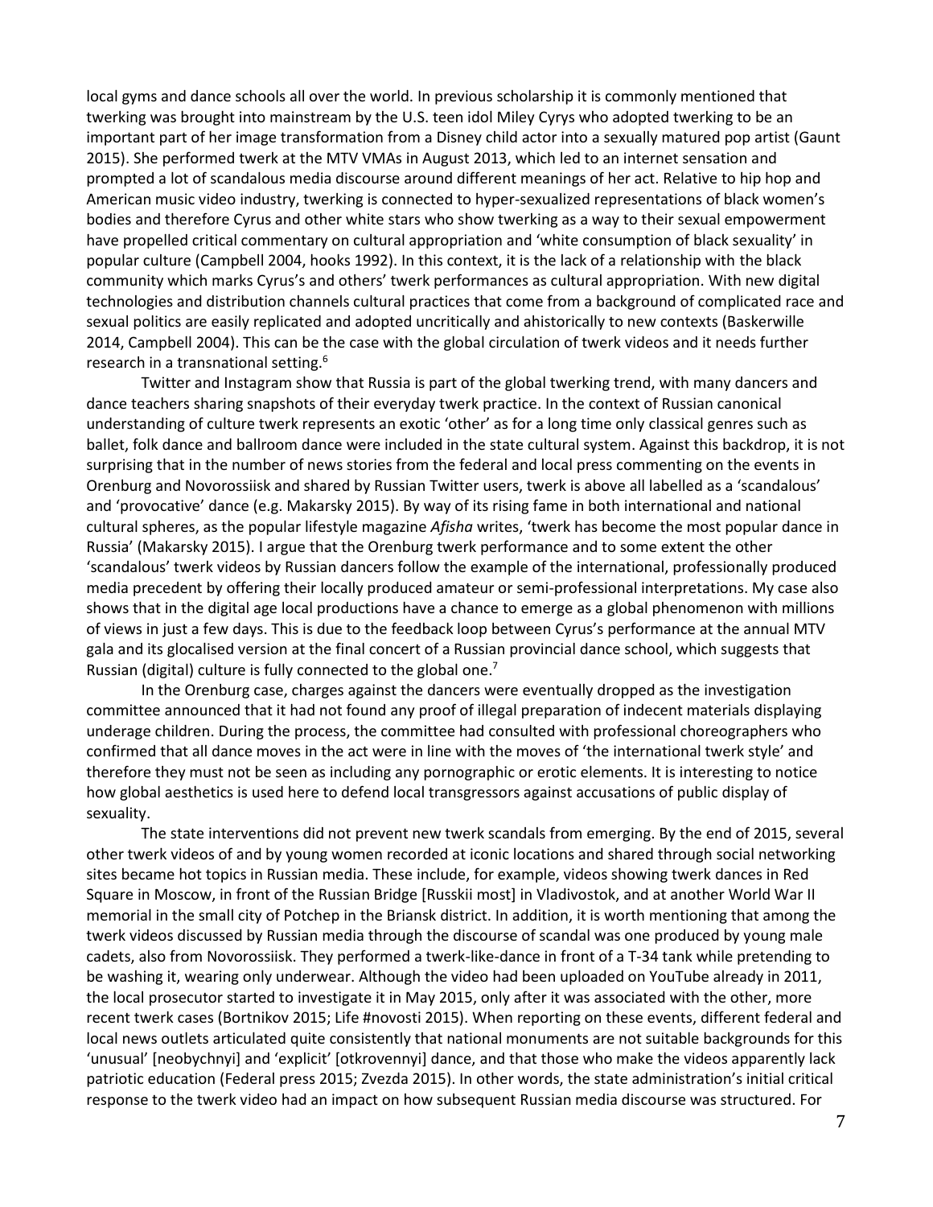local gyms and dance schools all over the world. In previous scholarship it is commonly mentioned that twerking was brought into mainstream by the U.S. teen idol Miley Cyrys who adopted twerking to be an important part of her image transformation from a Disney child actor into a sexually matured pop artist (Gaunt 2015). She performed twerk at the MTV VMAs in August 2013, which led to an internet sensation and prompted a lot of scandalous media discourse around different meanings of her act. Relative to hip hop and American music video industry, twerking is connected to hyper-sexualized representations of black women's bodies and therefore Cyrus and other white stars who show twerking as a way to their sexual empowerment have propelled critical commentary on cultural appropriation and 'white consumption of black sexuality' in popular culture (Campbell 2004, hooks 1992). In this context, it is the lack of a relationship with the black community which marks Cyrus's and others' twerk performances as cultural appropriation. With new digital technologies and distribution channels cultural practices that come from a background of complicated race and sexual politics are easily replicated and adopted uncritically and ahistorically to new contexts (Baskerwille 2014, Campbell 2004). This can be the case with the global circulation of twerk videos and it needs further research in a transnational setting.[6]

Twitter and Instagram show that Russia is part of the global twerking trend, with many dancers and dance teachers sharing snapshots of their everyday twerk practice. In the context of Russian canonical understanding of culture twerk represents an exotic 'other' as for a long time only classical genres such as ballet, folk dance and ballroom dance were included in the state cultural system. Against this backdrop, it is not surprising that in the number of news stories from the federal and local press commenting on the events in Orenburg and Novorossiisk and shared by Russian Twitter users, twerk is above all labelled as a 'scandalous' and 'provocative' dance (e.g. Makarsky 2015). By way of its rising fame in both international and national cultural spheres, as the popular lifestyle magazine *Afisha* writes, 'twerk has become the most popular dance in Russia' (Makarsky 2015). I argue that the Orenburg twerk performance and to some extent the other 'scandalous' twerk videos by Russian dancers follow the example of the international, professionally produced media precedent by offering their locally produced amateur or semi-professional interpretations. My case also shows that in the digital age local productions have a chance to emerge as a global phenomenon with millions of views in just a few days. This is due to the feedback loop between Cyrus's performance at the annual MTV gala and its glocalised version at the final concert of a Russian provincial dance school, which suggests that Russian (digital) culture is fully connected to the global one.[7]

In the Orenburg case, charges against the dancers were eventually dropped as the investigation committee announced that it had not found any proof of illegal preparation of indecent materials displaying underage children. During the process, the committee had consulted with professional choreographers who confirmed that all dance moves in the act were in line with the moves of 'the international twerk style' and therefore they must not be seen as including any pornographic or erotic elements. It is interesting to notice how global aesthetics is used here to defend local transgressors against accusations of public display of sexuality.

The state interventions did not prevent new twerk scandals from emerging. By the end of 2015, several other twerk videos of and by young women recorded at iconic locations and shared through social networking sites became hot topics in Russian media. These include, for example, videos showing twerk dances in Red Square in Moscow, in front of the Russian Bridge [Russkii most] in Vladivostok, and at another World War II memorial in the small city of Potchep in the Briansk district. In addition, it is worth mentioning that among the twerk videos discussed by Russian media through the discourse of scandal was one produced by young male cadets, also from Novorossiisk. They performed a twerk-like-dance in front of a T-34 tank while pretending to be washing it, wearing only underwear. Although the video had been uploaded on YouTube already in 2011, the local prosecutor started to investigate it in May 2015, only after it was associated with the other, more recent twerk cases (Bortnikov 2015; Life #novosti 2015). When reporting on these events, different federal and local news outlets articulated quite consistently that national monuments are not suitable backgrounds for this 'unusual' [neobychnyi] and 'explicit' [otkrovennyi] dance, and that those who make the videos apparently lack patriotic education (Federal press 2015; Zvezda 2015). In other words, the state administration's initial critical response to the twerk video had an impact on how subsequent Russian media discourse was structured. For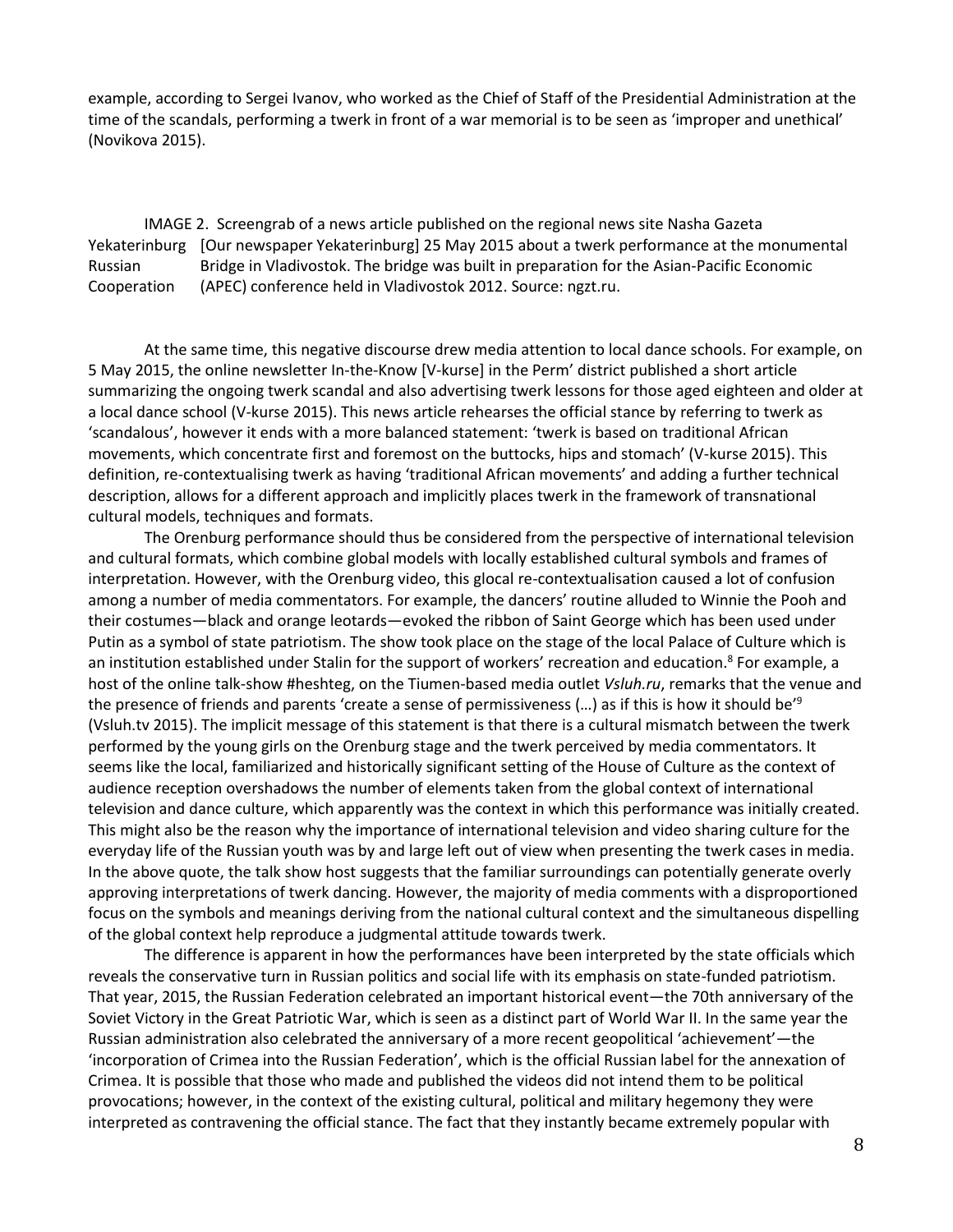example, according to Sergei Ivanov, who worked as the Chief of Staff of the Presidential Administration at the time of the scandals, performing a twerk in front of a war memorial is to be seen as 'improper and unethical' (Novikova 2015).

IMAGE 2. Screengrab of a news article published on the regional news site Nasha Gazeta Yekaterinburg [Our newspaper Yekaterinburg] 25 May 2015 about a twerk performance at the monumental Russian Bridge in Vladivostok. The bridge was built in preparation for the Asian-Pacific Economic Cooperation (APEC) conference held in Vladivostok 2012. Source: ngzt.ru.

At the same time, this negative discourse drew media attention to local dance schools. For example, on 5 May 2015, the online newsletter In-the-Know [V-kurse] in the Perm' district published a short article summarizing the ongoing twerk scandal and also advertising twerk lessons for those aged eighteen and older at a local dance school (V-kurse 2015). This news article rehearses the official stance by referring to twerk as 'scandalous', however it ends with a more balanced statement: 'twerk is based on traditional African movements, which concentrate first and foremost on the buttocks, hips and stomach' (V-kurse 2015). This definition, re-contextualising twerk as having 'traditional African movements' and adding a further technical description, allows for a different approach and implicitly places twerk in the framework of transnational cultural models, techniques and formats.

The Orenburg performance should thus be considered from the perspective of international television and cultural formats, which combine global models with locally established cultural symbols and frames of interpretation. However, with the Orenburg video, this glocal re-contextualisation caused a lot of confusion among a number of media commentators. For example, the dancers' routine alluded to Winnie the Pooh and their costumes—black and orange leotards—evoked the ribbon of Saint George which has been used under Putin as a symbol of state patriotism. The show took place on the stage of the local Palace of Culture which is an institution established under Stalin for the support of workers' recreation and education.[8] For example, a host of the online talk-show #heshteg, on the Tiumen-based media outlet *Vsluh.ru*, remarks that the venue and the presence of friends and parents 'create a sense of permissiveness (…) as if this is how it should be'[9] (Vsluh.tv 2015). The implicit message of this statement is that there is a cultural mismatch between the twerk performed by the young girls on the Orenburg stage and the twerk perceived by media commentators. It seems like the local, familiarized and historically significant setting of the House of Culture as the context of audience reception overshadows the number of elements taken from the global context of international television and dance culture, which apparently was the context in which this performance was initially created. This might also be the reason why the importance of international television and video sharing culture for the everyday life of the Russian youth was by and large left out of view when presenting the twerk cases in media. In the above quote, the talk show host suggests that the familiar surroundings can potentially generate overly approving interpretations of twerk dancing. However, the majority of media comments with a disproportioned focus on the symbols and meanings deriving from the national cultural context and the simultaneous dispelling of the global context help reproduce a judgmental attitude towards twerk.

The difference is apparent in how the performances have been interpreted by the state officials which reveals the conservative turn in Russian politics and social life with its emphasis on state-funded patriotism. That year, 2015, the Russian Federation celebrated an important historical event—the 70th anniversary of the Soviet Victory in the Great Patriotic War, which is seen as a distinct part of World War II. In the same year the Russian administration also celebrated the anniversary of a more recent geopolitical 'achievement'—the 'incorporation of Crimea into the Russian Federation', which is the official Russian label for the annexation of Crimea. It is possible that those who made and published the videos did not intend them to be political provocations; however, in the context of the existing cultural, political and military hegemony they were interpreted as contravening the official stance. The fact that they instantly became extremely popular with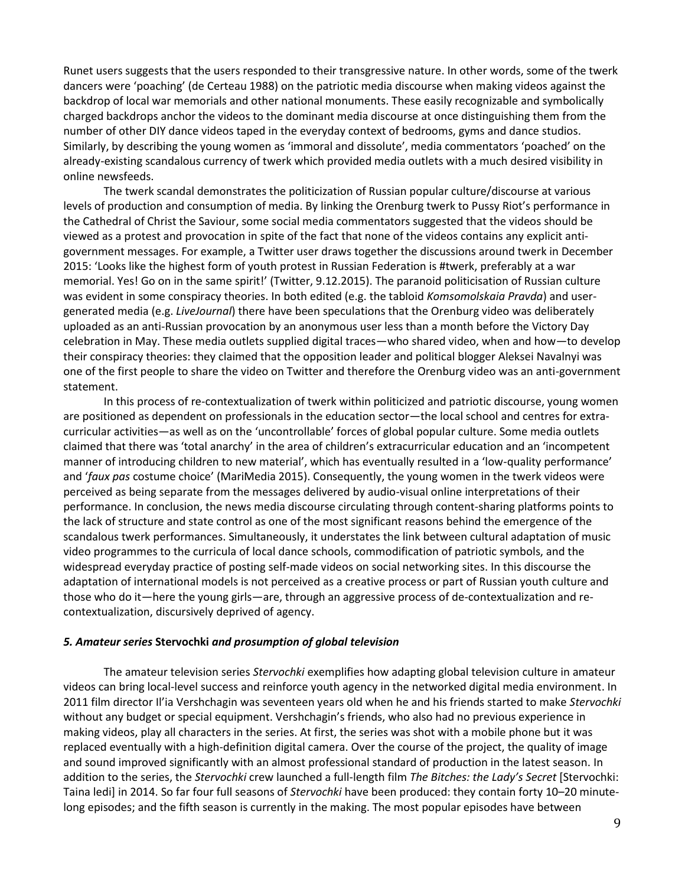Runet users suggests that the users responded to their transgressive nature. In other words, some of the twerk dancers were 'poaching' (de Certeau 1988) on the patriotic media discourse when making videos against the backdrop of local war memorials and other national monuments. These easily recognizable and symbolically charged backdrops anchor the videos to the dominant media discourse at once distinguishing them from the number of other DIY dance videos taped in the everyday context of bedrooms, gyms and dance studios. Similarly, by describing the young women as 'immoral and dissolute', media commentators 'poached' on the already-existing scandalous currency of twerk which provided media outlets with a much desired visibility in online newsfeeds.

The twerk scandal demonstrates the politicization of Russian popular culture/discourse at various levels of production and consumption of media. By linking the Orenburg twerk to Pussy Riot's performance in the Cathedral of Christ the Saviour, some social media commentators suggested that the videos should be viewed as a protest and provocation in spite of the fact that none of the videos contains any explicit anti-government messages. For example, a Twitter user draws together the discussions around twerk in December 2015: 'Looks like the highest form of youth protest in Russian Federation is #twerk, preferably at a war memorial. Yes! Go on in the same spirit!' (Twitter, 9.12.2015). The paranoid politicisation of Russian culture was evident in some conspiracy theories. In both edited (e.g. the tabloid *Komsomolskaia Pravda*) and user-generated media (e.g. *LiveJournal*) there have been speculations that the Orenburg video was deliberately uploaded as an anti-Russian provocation by an anonymous user less than a month before the Victory Day celebration in May. These media outlets supplied digital traces—who shared video, when and how—to develop their conspiracy theories: they claimed that the opposition leader and political blogger Aleksei Navalnyi was one of the first people to share the video on Twitter and therefore the Orenburg video was an anti-government statement.

In this process of re-contextualization of twerk within politicized and patriotic discourse, young women are positioned as dependent on professionals in the education sector—the local school and centres for extra-curricular activities—as well as on the 'uncontrollable' forces of global popular culture. Some media outlets claimed that there was 'total anarchy' in the area of children's extracurricular education and an 'incompetent manner of introducing children to new material', which has eventually resulted in a 'low-quality performance' and '*faux pas* costume choice' (MariMedia 2015). Consequently, the young women in the twerk videos were perceived as being separate from the messages delivered by audio-visual online interpretations of their performance. In conclusion, the news media discourse circulating through content-sharing platforms points to the lack of structure and state control as one of the most significant reasons behind the emergence of the scandalous twerk performances. Simultaneously, it understates the link between cultural adaptation of music video programmes to the curricula of local dance schools, commodification of patriotic symbols, and the widespread everyday practice of posting self-made videos on social networking sites. In this discourse the adaptation of international models is not perceived as a creative process or part of Russian youth culture and those who do it—here the young girls—are, through an aggressive process of de-contextualization and re-contextualization, discursively deprived of agency.

### *5. Amateur series* **Stervochki** *and prosumption of global television*

The amateur television series *Stervochki* exemplifies how adapting global television culture in amateur videos can bring local-level success and reinforce youth agency in the networked digital media environment. In 2011 film director Il'ia Vershchagin was seventeen years old when he and his friends started to make *Stervochki* without any budget or special equipment. Vershchagin's friends, who also had no previous experience in making videos, play all characters in the series. At first, the series was shot with a mobile phone but it was replaced eventually with a high-definition digital camera. Over the course of the project, the quality of image and sound improved significantly with an almost professional standard of production in the latest season. In addition to the series, the *Stervochki* crew launched a full-length film *The Bitches: the Lady's Secret* [Stervochki: Taina ledi] in 2014. So far four full seasons of *Stervochki* have been produced: they contain forty 10–20 minute-long episodes; and the fifth season is currently in the making. The most popular episodes have between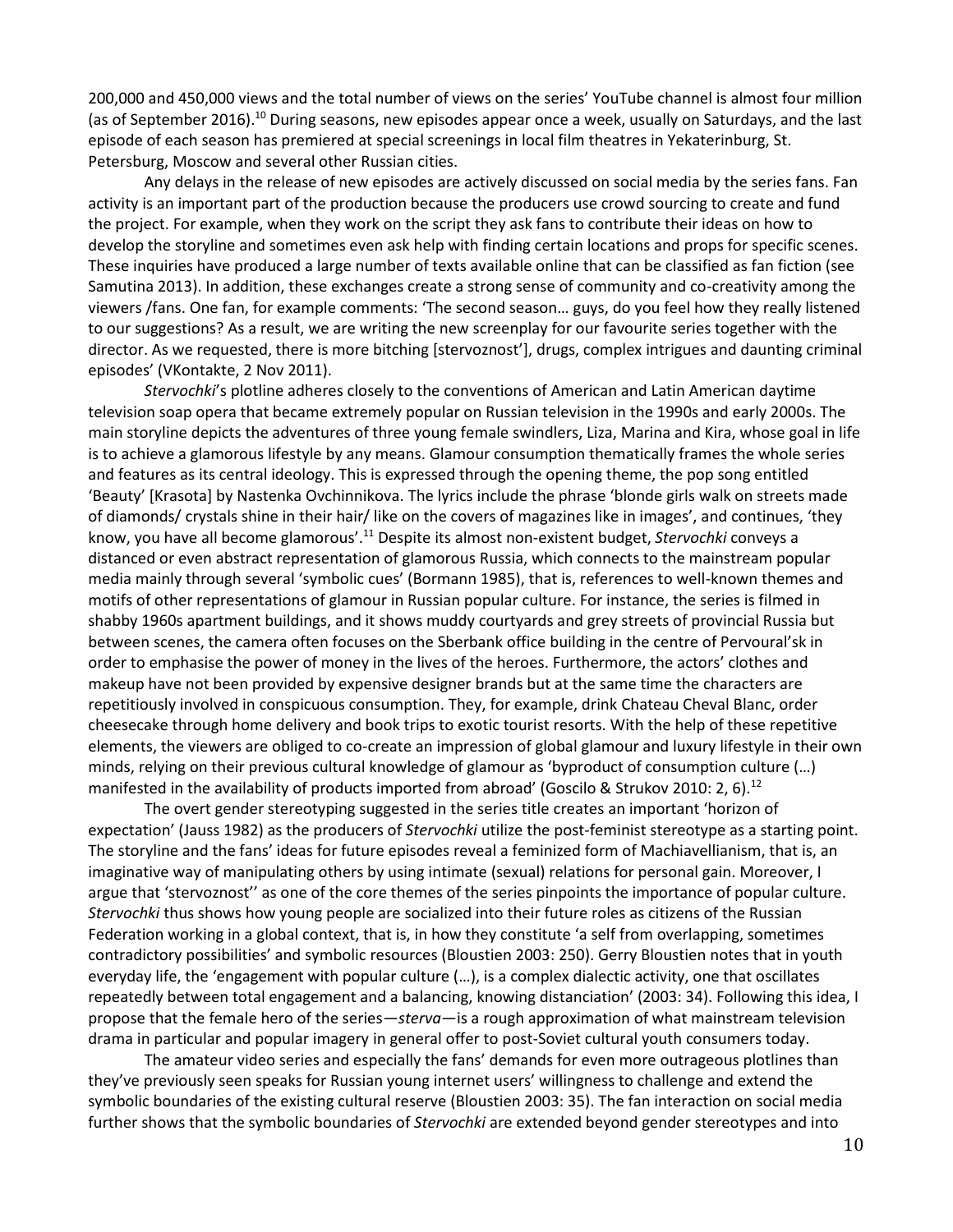200,000 and 450,000 views and the total number of views on the series' YouTube channel is almost four million (as of September 2016).[10] During seasons, new episodes appear once a week, usually on Saturdays, and the last episode of each season has premiered at special screenings in local film theatres in Yekaterinburg, St. Petersburg, Moscow and several other Russian cities.

Any delays in the release of new episodes are actively discussed on social media by the series fans. Fan activity is an important part of the production because the producers use crowd sourcing to create and fund the project. For example, when they work on the script they ask fans to contribute their ideas on how to develop the storyline and sometimes even ask help with finding certain locations and props for specific scenes. These inquiries have produced a large number of texts available online that can be classified as fan fiction (see Samutina 2013). In addition, these exchanges create a strong sense of community and co-creativity among the viewers /fans. One fan, for example comments: 'The second season… guys, do you feel how they really listened to our suggestions? As a result, we are writing the new screenplay for our favourite series together with the director. As we requested, there is more bitching [stervoznost'], drugs, complex intrigues and daunting criminal episodes' (VKontakte, 2 Nov 2011).

*Stervochki*'s plotline adheres closely to the conventions of American and Latin American daytime television soap opera that became extremely popular on Russian television in the 1990s and early 2000s. The main storyline depicts the adventures of three young female swindlers, Liza, Marina and Kira, whose goal in life is to achieve a glamorous lifestyle by any means. Glamour consumption thematically frames the whole series and features as its central ideology. This is expressed through the opening theme, the pop song entitled 'Beauty' [Krasota] by Nastenka Ovchinnikova. The lyrics include the phrase 'blonde girls walk on streets made of diamonds/ crystals shine in their hair/ like on the covers of magazines like in images', and continues, 'they know, you have all become glamorous'.[11] Despite its almost non-existent budget, *Stervochki* conveys a distanced or even abstract representation of glamorous Russia, which connects to the mainstream popular media mainly through several 'symbolic cues' (Bormann 1985), that is, references to well-known themes and motifs of other representations of glamour in Russian popular culture. For instance, the series is filmed in shabby 1960s apartment buildings, and it shows muddy courtyards and grey streets of provincial Russia but between scenes, the camera often focuses on the Sberbank office building in the centre of Pervoural'sk in order to emphasise the power of money in the lives of the heroes. Furthermore, the actors' clothes and makeup have not been provided by expensive designer brands but at the same time the characters are repetitiously involved in conspicuous consumption. They, for example, drink Chateau Cheval Blanc, order cheesecake through home delivery and book trips to exotic tourist resorts. With the help of these repetitive elements, the viewers are obliged to co-create an impression of global glamour and luxury lifestyle in their own minds, relying on their previous cultural knowledge of glamour as 'byproduct of consumption culture (…) manifested in the availability of products imported from abroad' (Goscilo & Strukov 2010: 2, 6).[12]

The overt gender stereotyping suggested in the series title creates an important 'horizon of expectation' (Jauss 1982) as the producers of *Stervochki* utilize the post-feminist stereotype as a starting point. The storyline and the fans' ideas for future episodes reveal a feminized form of Machiavellianism, that is, an imaginative way of manipulating others by using intimate (sexual) relations for personal gain. Moreover, I argue that 'stervoznost'' as one of the core themes of the series pinpoints the importance of popular culture. *Stervochki* thus shows how young people are socialized into their future roles as citizens of the Russian Federation working in a global context, that is, in how they constitute 'a self from overlapping, sometimes contradictory possibilities' and symbolic resources (Bloustien 2003: 250). Gerry Bloustien notes that in youth everyday life, the 'engagement with popular culture (…), is a complex dialectic activity, one that oscillates repeatedly between total engagement and a balancing, knowing distanciation' (2003: 34). Following this idea, I propose that the female hero of the series—*sterva*—is a rough approximation of what mainstream television drama in particular and popular imagery in general offer to post-Soviet cultural youth consumers today.

The amateur video series and especially the fans' demands for even more outrageous plotlines than they've previously seen speaks for Russian young internet users' willingness to challenge and extend the symbolic boundaries of the existing cultural reserve (Bloustien 2003: 35). The fan interaction on social media further shows that the symbolic boundaries of *Stervochki* are extended beyond gender stereotypes and into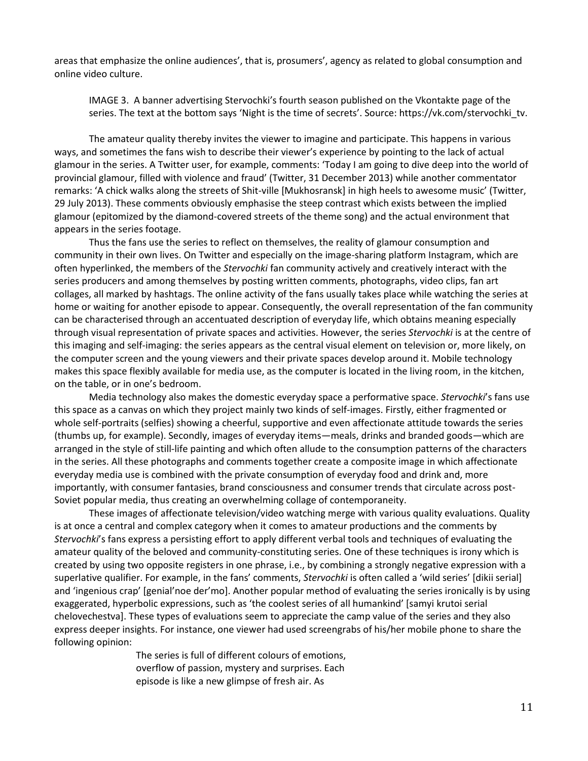areas that emphasize the online audiences', that is, prosumers', agency as related to global consumption and online video culture.

IMAGE 3. A banner advertising Stervochki's fourth season published on the Vkontakte page of the series. The text at the bottom says 'Night is the time of secrets'. Source: https://vk.com/stervochki_tv.

The amateur quality thereby invites the viewer to imagine and participate. This happens in various ways, and sometimes the fans wish to describe their viewer's experience by pointing to the lack of actual glamour in the series. A Twitter user, for example, comments: 'Today I am going to dive deep into the world of provincial glamour, filled with violence and fraud' (Twitter, 31 December 2013) while another commentator remarks: 'A chick walks along the streets of Shit-ville [Mukhosransk] in high heels to awesome music' (Twitter, 29 July 2013). These comments obviously emphasise the steep contrast which exists between the implied glamour (epitomized by the diamond-covered streets of the theme song) and the actual environment that appears in the series footage.

Thus the fans use the series to reflect on themselves, the reality of glamour consumption and community in their own lives. On Twitter and especially on the image-sharing platform Instagram, which are often hyperlinked, the members of the *Stervochki* fan community actively and creatively interact with the series producers and among themselves by posting written comments, photographs, video clips, fan art collages, all marked by hashtags. The online activity of the fans usually takes place while watching the series at home or waiting for another episode to appear. Consequently, the overall representation of the fan community can be characterised through an accentuated description of everyday life, which obtains meaning especially through visual representation of private spaces and activities. However, the series *Stervochki* is at the centre of this imaging and self-imaging: the series appears as the central visual element on television or, more likely, on the computer screen and the young viewers and their private spaces develop around it. Mobile technology makes this space flexibly available for media use, as the computer is located in the living room, in the kitchen, on the table, or in one's bedroom.

Media technology also makes the domestic everyday space a performative space. *Stervochki*'s fans use this space as a canvas on which they project mainly two kinds of self-images. Firstly, either fragmented or whole self-portraits (selfies) showing a cheerful, supportive and even affectionate attitude towards the series (thumbs up, for example). Secondly, images of everyday items—meals, drinks and branded goods—which are arranged in the style of still-life painting and which often allude to the consumption patterns of the characters in the series. All these photographs and comments together create a composite image in which affectionate everyday media use is combined with the private consumption of everyday food and drink and, more importantly, with consumer fantasies, brand consciousness and consumer trends that circulate across post-Soviet popular media, thus creating an overwhelming collage of contemporaneity.

These images of affectionate television/video watching merge with various quality evaluations. Quality is at once a central and complex category when it comes to amateur productions and the comments by *Stervochki*'s fans express a persisting effort to apply different verbal tools and techniques of evaluating the amateur quality of the beloved and community-constituting series. One of these techniques is irony which is created by using two opposite registers in one phrase, i.e., by combining a strongly negative expression with a superlative qualifier. For example, in the fans' comments, *Stervochki* is often called a 'wild series' [dikii serial] and 'ingenious crap' [genial'noe der'mo]. Another popular method of evaluating the series ironically is by using exaggerated, hyperbolic expressions, such as 'the coolest series of all humankind' [samyi krutoi serial chelovechestva]. These types of evaluations seem to appreciate the camp value of the series and they also express deeper insights. For instance, one viewer had used screengrabs of his/her mobile phone to share the following opinion:

> The series is full of different colours of emotions, overflow of passion, mystery and surprises. Each episode is like a new glimpse of fresh air. As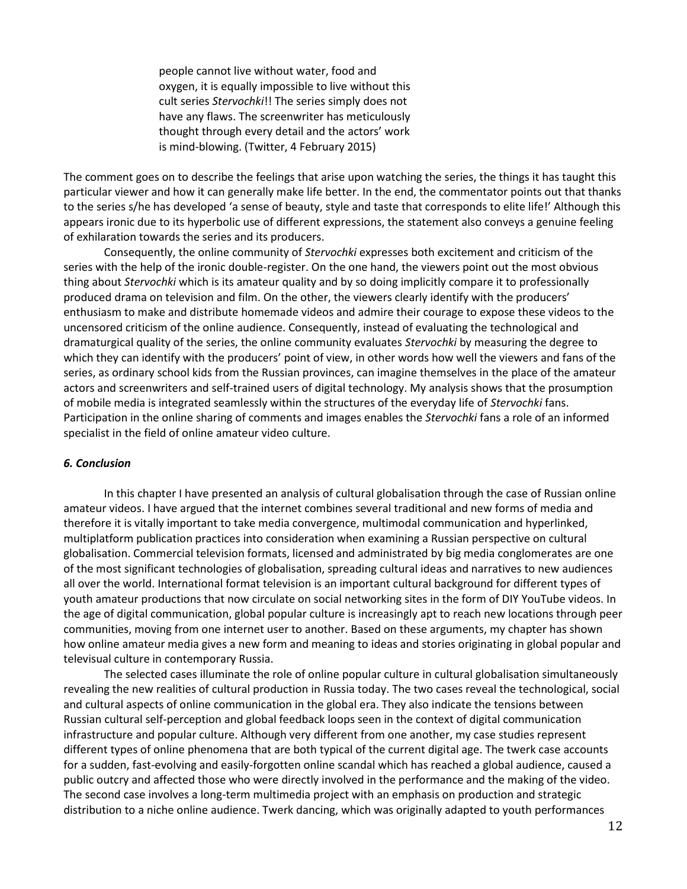> people cannot live without water, food and oxygen, it is equally impossible to live without this cult series *Stervochki*!! The series simply does not have any flaws. The screenwriter has meticulously thought through every detail and the actors' work is mind-blowing. (Twitter, 4 February 2015)

The comment goes on to describe the feelings that arise upon watching the series, the things it has taught this particular viewer and how it can generally make life better. In the end, the commentator points out that thanks to the series s/he has developed 'a sense of beauty, style and taste that corresponds to elite life!' Although this appears ironic due to its hyperbolic use of different expressions, the statement also conveys a genuine feeling of exhilaration towards the series and its producers.

Consequently, the online community of *Stervochki* expresses both excitement and criticism of the series with the help of the ironic double-register. On the one hand, the viewers point out the most obvious thing about *Stervochki* which is its amateur quality and by so doing implicitly compare it to professionally produced drama on television and film. On the other, the viewers clearly identify with the producers' enthusiasm to make and distribute homemade videos and admire their courage to expose these videos to the uncensored criticism of the online audience. Consequently, instead of evaluating the technological and dramaturgical quality of the series, the online community evaluates *Stervochki* by measuring the degree to which they can identify with the producers' point of view, in other words how well the viewers and fans of the series, as ordinary school kids from the Russian provinces, can imagine themselves in the place of the amateur actors and screenwriters and self-trained users of digital technology. My analysis shows that the prosumption of mobile media is integrated seamlessly within the structures of the everyday life of *Stervochki* fans. Participation in the online sharing of comments and images enables the *Stervochki* fans a role of an informed specialist in the field of online amateur video culture.

### *6. Conclusion*

In this chapter I have presented an analysis of cultural globalisation through the case of Russian online amateur videos. I have argued that the internet combines several traditional and new forms of media and therefore it is vitally important to take media convergence, multimodal communication and hyperlinked, multiplatform publication practices into consideration when examining a Russian perspective on cultural globalisation. Commercial television formats, licensed and administrated by big media conglomerates are one of the most significant technologies of globalisation, spreading cultural ideas and narratives to new audiences all over the world. International format television is an important cultural background for different types of youth amateur productions that now circulate on social networking sites in the form of DIY YouTube videos. In the age of digital communication, global popular culture is increasingly apt to reach new locations through peer communities, moving from one internet user to another. Based on these arguments, my chapter has shown how online amateur media gives a new form and meaning to ideas and stories originating in global popular and televisual culture in contemporary Russia.

The selected cases illuminate the role of online popular culture in cultural globalisation simultaneously revealing the new realities of cultural production in Russia today. The two cases reveal the technological, social and cultural aspects of online communication in the global era. They also indicate the tensions between Russian cultural self-perception and global feedback loops seen in the context of digital communication infrastructure and popular culture. Although very different from one another, my case studies represent different types of online phenomena that are both typical of the current digital age. The twerk case accounts for a sudden, fast-evolving and easily-forgotten online scandal which has reached a global audience, caused a public outcry and affected those who were directly involved in the performance and the making of the video. The second case involves a long-term multimedia project with an emphasis on production and strategic distribution to a niche online audience. Twerk dancing, which was originally adapted to youth performances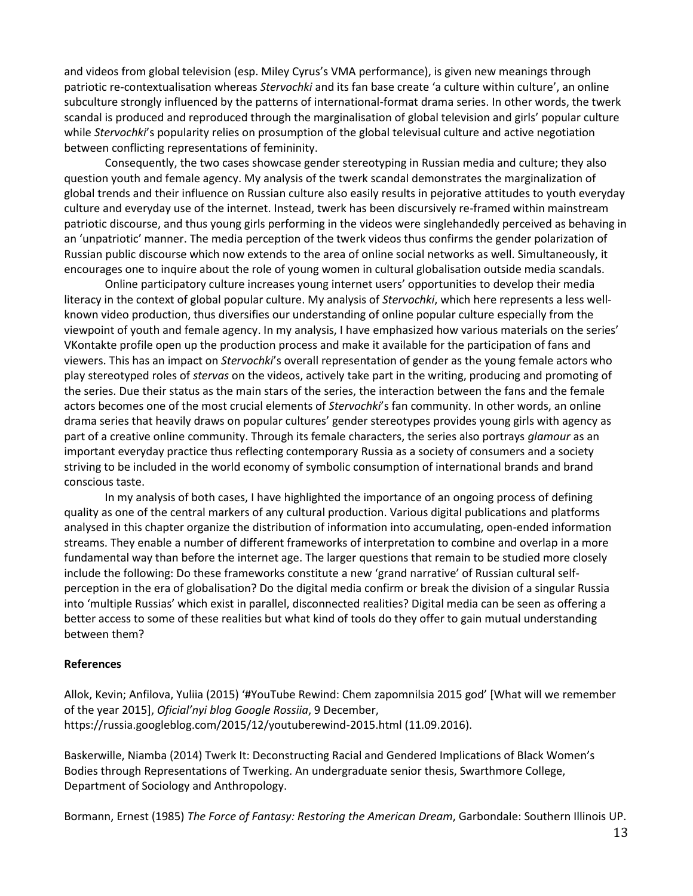and videos from global television (esp. Miley Cyrus's VMA performance), is given new meanings through patriotic re-contextualisation whereas *Stervochki* and its fan base create 'a culture within culture', an online subculture strongly influenced by the patterns of international-format drama series. In other words, the twerk scandal is produced and reproduced through the marginalisation of global television and girls' popular culture while *Stervochki*'s popularity relies on prosumption of the global televisual culture and active negotiation between conflicting representations of femininity.

Consequently, the two cases showcase gender stereotyping in Russian media and culture; they also question youth and female agency. My analysis of the twerk scandal demonstrates the marginalization of global trends and their influence on Russian culture also easily results in pejorative attitudes to youth everyday culture and everyday use of the internet. Instead, twerk has been discursively re-framed within mainstream patriotic discourse, and thus young girls performing in the videos were singlehandedly perceived as behaving in an 'unpatriotic' manner. The media perception of the twerk videos thus confirms the gender polarization of Russian public discourse which now extends to the area of online social networks as well. Simultaneously, it encourages one to inquire about the role of young women in cultural globalisation outside media scandals.

Online participatory culture increases young internet users' opportunities to develop their media literacy in the context of global popular culture. My analysis of *Stervochki*, which here represents a less well-known video production, thus diversifies our understanding of online popular culture especially from the viewpoint of youth and female agency. In my analysis, I have emphasized how various materials on the series' VKontakte profile open up the production process and make it available for the participation of fans and viewers. This has an impact on *Stervochki*'s overall representation of gender as the young female actors who play stereotyped roles of *stervas* on the videos, actively take part in the writing, producing and promoting of the series. Due their status as the main stars of the series, the interaction between the fans and the female actors becomes one of the most crucial elements of *Stervochki*'s fan community. In other words, an online drama series that heavily draws on popular cultures' gender stereotypes provides young girls with agency as part of a creative online community. Through its female characters, the series also portrays *glamour* as an important everyday practice thus reflecting contemporary Russia as a society of consumers and a society striving to be included in the world economy of symbolic consumption of international brands and brand conscious taste.

In my analysis of both cases, I have highlighted the importance of an ongoing process of defining quality as one of the central markers of any cultural production. Various digital publications and platforms analysed in this chapter organize the distribution of information into accumulating, open-ended information streams. They enable a number of different frameworks of interpretation to combine and overlap in a more fundamental way than before the internet age. The larger questions that remain to be studied more closely include the following: Do these frameworks constitute a new 'grand narrative' of Russian cultural self-perception in the era of globalisation? Do the digital media confirm or break the division of a singular Russia into 'multiple Russias' which exist in parallel, disconnected realities? Digital media can be seen as offering a better access to some of these realities but what kind of tools do they offer to gain mutual understanding between them?

**References**

Allok, Kevin; Anfilova, Yuliia (2015) '#YouTube Rewind: Chem zapomnilsia 2015 god' [What will we remember of the year 2015], *Oficial'nyi blog Google Rossiia*, 9 December, https://russia.googleblog.com/2015/12/youtuberewind-2015.html (11.09.2016).

Baskerwille, Niamba (2014) Twerk It: Deconstructing Racial and Gendered Implications of Black Women's Bodies through Representations of Twerking. An undergraduate senior thesis, Swarthmore College, Department of Sociology and Anthropology.

Bormann, Ernest (1985) *The Force of Fantasy: Restoring the American Dream*, Garbondale: Southern Illinois UP.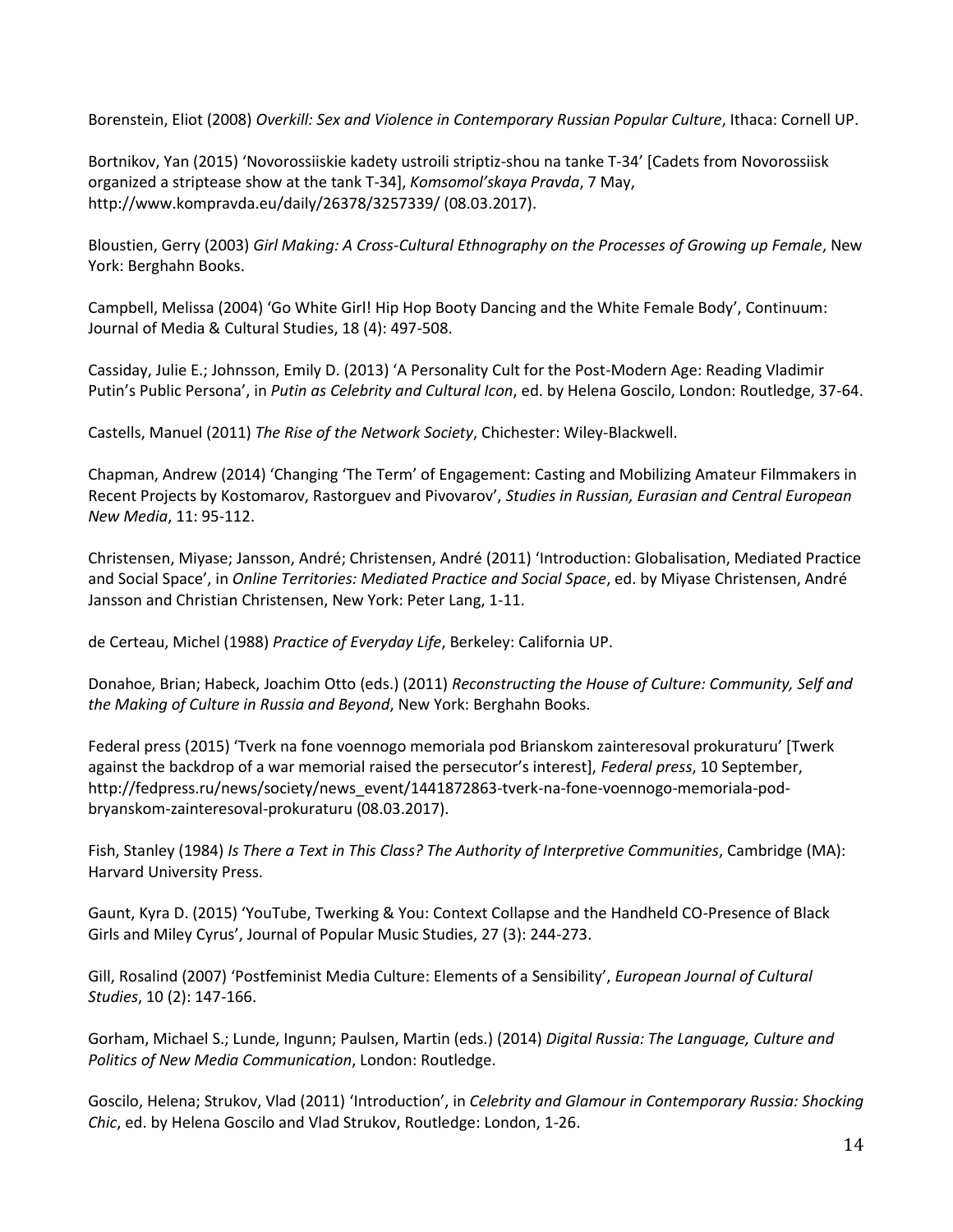Borenstein, Eliot (2008) *Overkill: Sex and Violence in Contemporary Russian Popular Culture*, Ithaca: Cornell UP.

Bortnikov, Yan (2015) 'Novorossiiskie kadety ustroili striptiz-shou na tanke T-34' [Cadets from Novorossiisk organized a striptease show at the tank T-34], *Komsomol'skaya Pravda*, 7 May, http://www.kompravda.eu/daily/26378/3257339/ (08.03.2017).

Bloustien, Gerry (2003) *Girl Making: A Cross-Cultural Ethnography on the Processes of Growing up Female*, New York: Berghahn Books.

Campbell, Melissa (2004) 'Go White Girl! Hip Hop Booty Dancing and the White Female Body', Continuum: Journal of Media & Cultural Studies, 18 (4): 497-508.

Cassiday, Julie E.; Johnsson, Emily D. (2013) 'A Personality Cult for the Post-Modern Age: Reading Vladimir Putin's Public Persona', in *Putin as Celebrity and Cultural Icon*, ed. by Helena Goscilo, London: Routledge, 37-64.

Castells, Manuel (2011) *The Rise of the Network Society*, Chichester: Wiley-Blackwell.

Chapman, Andrew (2014) 'Changing 'The Term' of Engagement: Casting and Mobilizing Amateur Filmmakers in Recent Projects by Kostomarov, Rastorguev and Pivovarov', *Studies in Russian, Eurasian and Central European New Media*, 11: 95-112.

Christensen, Miyase; Jansson, André; Christensen, André (2011) 'Introduction: Globalisation, Mediated Practice and Social Space', in *Online Territories: Mediated Practice and Social Space*, ed. by Miyase Christensen, André Jansson and Christian Christensen, New York: Peter Lang, 1-11.

de Certeau, Michel (1988) *Practice of Everyday Life*, Berkeley: California UP.

Donahoe, Brian; Habeck, Joachim Otto (eds.) (2011) *Reconstructing the House of Culture: Community, Self and the Making of Culture in Russia and Beyond*, New York: Berghahn Books.

Federal press (2015) 'Tverk na fone voennogo memoriala pod Brianskom zainteresoval prokuraturu' [Twerk against the backdrop of a war memorial raised the persecutor's interest], *Federal press*, 10 September, http://fedpress.ru/news/society/news_event/1441872863-tverk-na-fone-voennogo-memoriala-pod-bryanskom-zainteresoval-prokuraturu (08.03.2017).

Fish, Stanley (1984) *Is There a Text in This Class? The Authority of Interpretive Communities*, Cambridge (MA): Harvard University Press.

Gaunt, Kyra D. (2015) 'YouTube, Twerking & You: Context Collapse and the Handheld CO-Presence of Black Girls and Miley Cyrus', Journal of Popular Music Studies, 27 (3): 244-273.

Gill, Rosalind (2007) 'Postfeminist Media Culture: Elements of a Sensibility', *European Journal of Cultural Studies*, 10 (2): 147-166.

Gorham, Michael S.; Lunde, Ingunn; Paulsen, Martin (eds.) (2014) *Digital Russia: The Language, Culture and Politics of New Media Communication*, London: Routledge.

Goscilo, Helena; Strukov, Vlad (2011) 'Introduction', in *Celebrity and Glamour in Contemporary Russia: Shocking Chic*, ed. by Helena Goscilo and Vlad Strukov, Routledge: London, 1-26.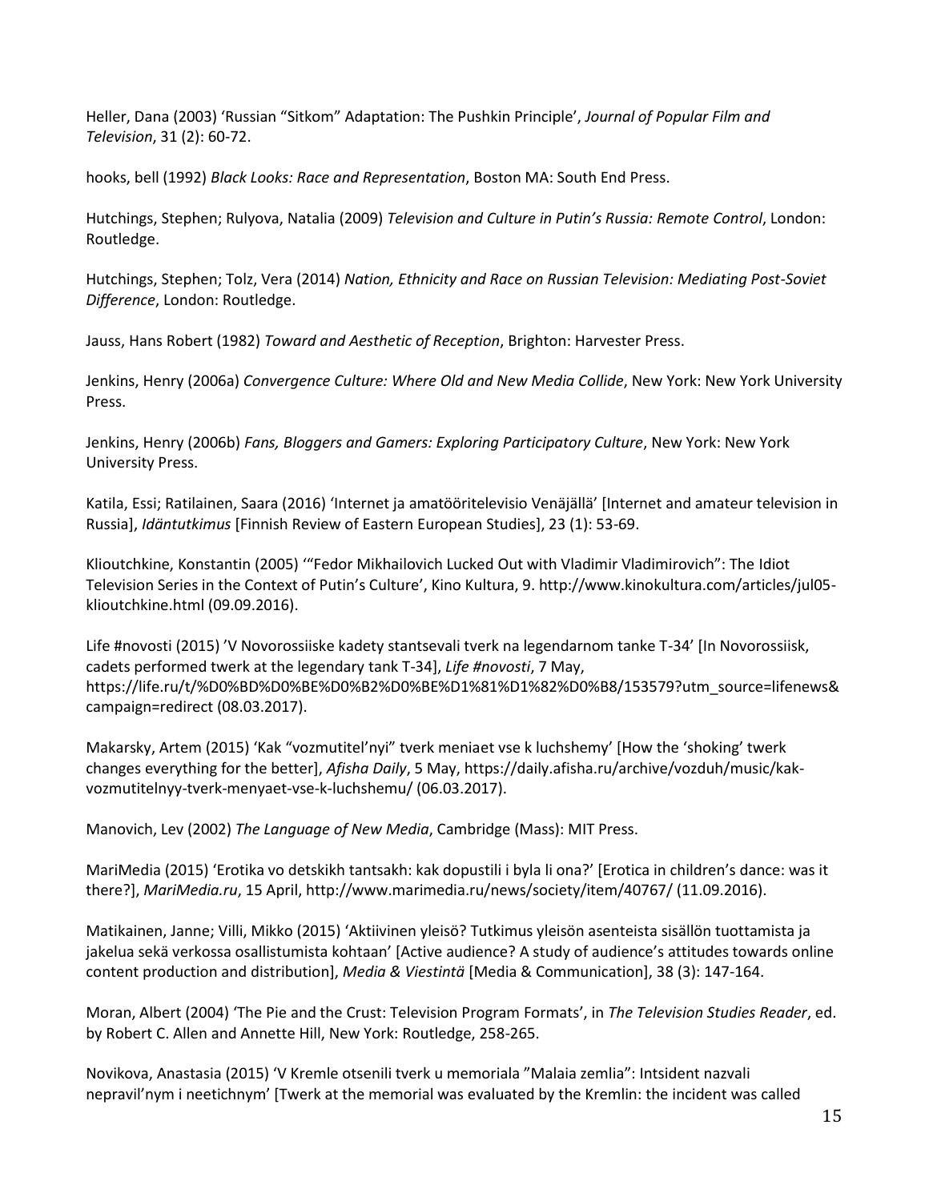Heller, Dana (2003) 'Russian "Sitkom" Adaptation: The Pushkin Principle', *Journal of Popular Film and Television*, 31 (2): 60-72.

hooks, bell (1992) *Black Looks: Race and Representation*, Boston MA: South End Press.

Hutchings, Stephen; Rulyova, Natalia (2009) *Television and Culture in Putin's Russia: Remote Control*, London: Routledge.

Hutchings, Stephen; Tolz, Vera (2014) *Nation, Ethnicity and Race on Russian Television: Mediating Post-Soviet Difference*, London: Routledge.

Jauss, Hans Robert (1982) *Toward and Aesthetic of Reception*, Brighton: Harvester Press.

Jenkins, Henry (2006a) *Convergence Culture: Where Old and New Media Collide*, New York: New York University Press.

Jenkins, Henry (2006b) *Fans, Bloggers and Gamers: Exploring Participatory Culture*, New York: New York University Press.

Katila, Essi; Ratilainen, Saara (2016) 'Internet ja amatööritelevisio Venäjällä' [Internet and amateur television in Russia], *Idäntutkimus* [Finnish Review of Eastern European Studies], 23 (1): 53-69.

Klioutchkine, Konstantin (2005) '"Fedor Mikhailovich Lucked Out with Vladimir Vladimirovich": The Idiot Television Series in the Context of Putin's Culture', Kino Kultura, 9. http://www.kinokultura.com/articles/jul05-klioutchkine.html (09.09.2016).

Life #novosti (2015) 'V Novorossiiske kadety stantsevali tverk na legendarnom tanke T-34' [In Novorossiisk, cadets performed twerk at the legendary tank T-34], *Life #novosti*, 7 May, https://life.ru/t/%D0%BD%D0%BE%D0%B2%D0%BE%D1%81%D1%82%D0%B8/153579?utm_source=lifenews&campaign=redirect (08.03.2017).

Makarsky, Artem (2015) 'Kak "vozmutitel'nyi" tverk meniaet vse k luchshemy' [How the 'shoking' twerk changes everything for the better], *Afisha Daily*, 5 May, https://daily.afisha.ru/archive/vozduh/music/kak-vozmutitelnyy-tverk-menyaet-vse-k-luchshemu/ (06.03.2017).

Manovich, Lev (2002) *The Language of New Media*, Cambridge (Mass): MIT Press.

MariMedia (2015) 'Erotika vo detskikh tantsakh: kak dopustili i byla li ona?' [Erotica in children's dance: was it there?], *MariMedia.ru*, 15 April, http://www.marimedia.ru/news/society/item/40767/ (11.09.2016).

Matikainen, Janne; Villi, Mikko (2015) 'Aktiivinen yleisö? Tutkimus yleisön asenteista sisällön tuottamista ja jakelua sekä verkossa osallistumista kohtaan' [Active audience? A study of audience's attitudes towards online content production and distribution], *Media & Viestintä* [Media & Communication], 38 (3): 147-164.

Moran, Albert (2004) 'The Pie and the Crust: Television Program Formats', in *The Television Studies Reader*, ed. by Robert C. Allen and Annette Hill, New York: Routledge, 258-265.

Novikova, Anastasia (2015) 'V Kremle otsenili tverk u memoriala "Malaia zemlia": Intsident nazvali nepravil'nym i neetichnym' [Twerk at the memorial was evaluated by the Kremlin: the incident was called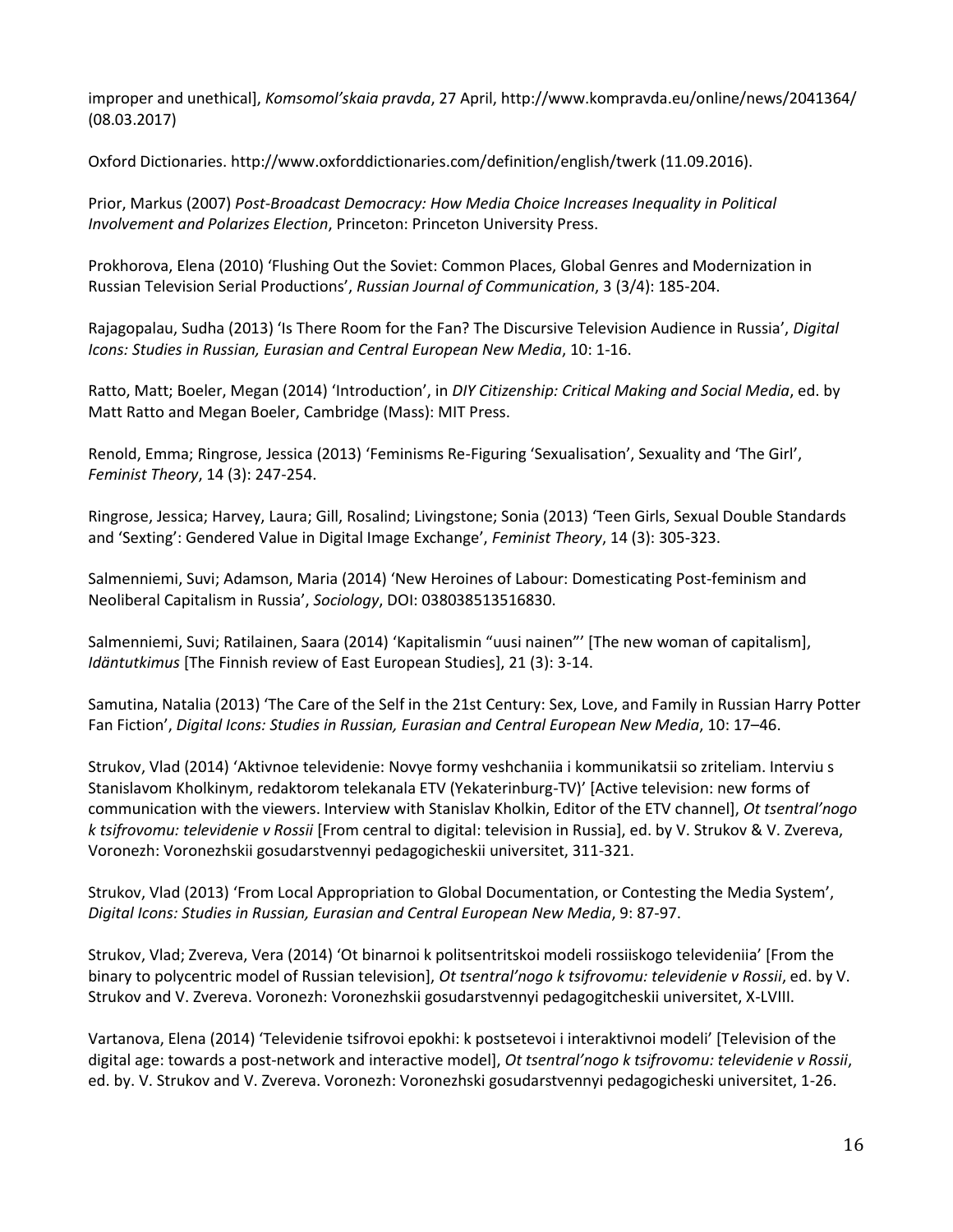improper and unethical], *Komsomol'skaia pravda*, 27 April, http://www.kompravda.eu/online/news/2041364/ (08.03.2017)

Oxford Dictionaries. http://www.oxforddictionaries.com/definition/english/twerk (11.09.2016).

Prior, Markus (2007) *Post-Broadcast Democracy: How Media Choice Increases Inequality in Political Involvement and Polarizes Election*, Princeton: Princeton University Press.

Prokhorova, Elena (2010) 'Flushing Out the Soviet: Common Places, Global Genres and Modernization in Russian Television Serial Productions', *Russian Journal of Communication*, 3 (3/4): 185-204.

Rajagopalau, Sudha (2013) 'Is There Room for the Fan? The Discursive Television Audience in Russia', *Digital Icons: Studies in Russian, Eurasian and Central European New Media*, 10: 1-16.

Ratto, Matt; Boeler, Megan (2014) 'Introduction', in *DIY Citizenship: Critical Making and Social Media*, ed. by Matt Ratto and Megan Boeler, Cambridge (Mass): MIT Press.

Renold, Emma; Ringrose, Jessica (2013) 'Feminisms Re-Figuring 'Sexualisation', Sexuality and 'The Girl', *Feminist Theory*, 14 (3): 247-254.

Ringrose, Jessica; Harvey, Laura; Gill, Rosalind; Livingstone; Sonia (2013) 'Teen Girls, Sexual Double Standards and 'Sexting': Gendered Value in Digital Image Exchange', *Feminist Theory*, 14 (3): 305-323.

Salmenniemi, Suvi; Adamson, Maria (2014) 'New Heroines of Labour: Domesticating Post-feminism and Neoliberal Capitalism in Russia', *Sociology*, DOI: 038038513516830.

Salmenniemi, Suvi; Ratilainen, Saara (2014) 'Kapitalismin "uusi nainen"' [The new woman of capitalism], *Idäntutkimus* [The Finnish review of East European Studies], 21 (3): 3-14.

Samutina, Natalia (2013) 'The Care of the Self in the 21st Century: Sex, Love, and Family in Russian Harry Potter Fan Fiction', *Digital Icons: Studies in Russian, Eurasian and Central European New Media*, 10: 17–46.

Strukov, Vlad (2014) 'Aktivnoe televidenie: Novye formy veshchaniia i kommunikatsii so zriteliam. Interviu s Stanislavom Kholkinym, redaktorom telekanala ETV (Yekaterinburg-TV)' [Active television: new forms of communication with the viewers. Interview with Stanislav Kholkin, Editor of the ETV channel], *Ot tsentral'nogo k tsifrovomu: televidenie v Rossii* [From central to digital: television in Russia], ed. by V. Strukov & V. Zvereva, Voronezh: Voronezhskii gosudarstvennyi pedagogicheskii universitet, 311-321.

Strukov, Vlad (2013) 'From Local Appropriation to Global Documentation, or Contesting the Media System', *Digital Icons: Studies in Russian, Eurasian and Central European New Media*, 9: 87-97.

Strukov, Vlad; Zvereva, Vera (2014) 'Ot binarnoi k politsentritskoi modeli rossiiskogo televideniia' [From the binary to polycentric model of Russian television], *Ot tsentral'nogo k tsifrovomu: televidenie v Rossii*, ed. by V. Strukov and V. Zvereva. Voronezh: Voronezhskii gosudarstvennyi pedagogitcheskii universitet, X-LVIII.

Vartanova, Elena (2014) 'Televidenie tsifrovoi epokhi: k postsetevoi i interaktivnoi modeli' [Television of the digital age: towards a post-network and interactive model], *Ot tsentral'nogo k tsifrovomu: televidenie v Rossii*, ed. by. V. Strukov and V. Zvereva. Voronezh: Voronezhski gosudarstvennyi pedagogicheski universitet, 1-26.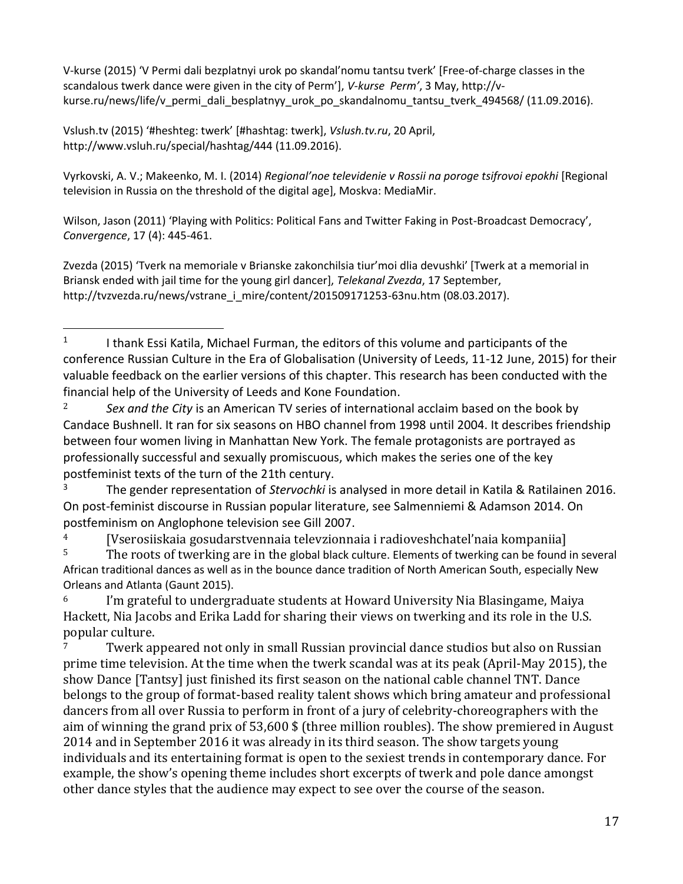V-kurse (2015) 'V Permi dali bezplatnyi urok po skandal'nomu tantsu tverk' [Free-of-charge classes in the scandalous twerk dance were given in the city of Perm'], *V-kurse Perm'*, 3 May, http://v-kurse.ru/news/life/v_permi_dali_besplatnyy_urok_po_skandalnomu_tantsu_tverk_494568/ (11.09.2016).

Vslush.tv (2015) '#heshteg: twerk' [#hashtag: twerk], *Vslush.tv.ru*, 20 April, http://www.vsluh.ru/special/hashtag/444 (11.09.2016).

Vyrkovski, A. V.; Makeenko, M. I. (2014) *Regional'noe televidenie v Rossii na poroge tsifrovoi epokhi* [Regional television in Russia on the threshold of the digital age], Moskva: MediaMir.

Wilson, Jason (2011) 'Playing with Politics: Political Fans and Twitter Faking in Post-Broadcast Democracy', *Convergence*, 17 (4): 445-461.

Zvezda (2015) 'Tverk na memoriale v Brianske zakonchilsia tiur'moi dlia devushki' [Twerk at a memorial in Briansk ended with jail time for the young girl dancer], *Telekanal Zvezda*, 17 September, http://tvzvezda.ru/news/vstrane_i_mire/content/201509171253-63nu.htm (08.03.2017).

---

[1] I thank Essi Katila, Michael Furman, the editors of this volume and participants of the conference Russian Culture in the Era of Globalisation (University of Leeds, 11-12 June, 2015) for their valuable feedback on the earlier versions of this chapter. This research has been conducted with the financial help of the University of Leeds and Kone Foundation.

[2] *Sex and the City* is an American TV series of international acclaim based on the book by Candace Bushnell. It ran for six seasons on HBO channel from 1998 until 2004. It describes friendship between four women living in Manhattan New York. The female protagonists are portrayed as professionally successful and sexually promiscuous, which makes the series one of the key postfeminist texts of the turn of the 21th century.

[3] The gender representation of *Stervochki* is analysed in more detail in Katila & Ratilainen 2016. On post-feminist discourse in Russian popular literature, see Salmenniemi & Adamson 2014. On postfeminism on Anglophone television see Gill 2007.

[4] [Vserosiiskaia gosudarstvennaia televzionnaia i radioveshchatel'naia kompaniia]

[5] The roots of twerking are in the global black culture. Elements of twerking can be found in several African traditional dances as well as in the bounce dance tradition of North American South, especially New Orleans and Atlanta (Gaunt 2015).

[6] I'm grateful to undergraduate students at Howard University Nia Blasingame, Maiya Hackett, Nia Jacobs and Erika Ladd for sharing their views on twerking and its role in the U.S. popular culture.

[7] Twerk appeared not only in small Russian provincial dance studios but also on Russian prime time television. At the time when the twerk scandal was at its peak (April-May 2015), the show Dance [Tantsy] just finished its first season on the national cable channel TNT. Dance belongs to the group of format-based reality talent shows which bring amateur and professional dancers from all over Russia to perform in front of a jury of celebrity-choreographers with the aim of winning the grand prix of 53,600 $ (three million roubles). The show premiered in August 2014 and in September 2016 it was already in its third season. The show targets young individuals and its entertaining format is open to the sexiest trends in contemporary dance. For example, the show's opening theme includes short excerpts of twerk and pole dance amongst other dance styles that the audience may expect to see over the course of the season.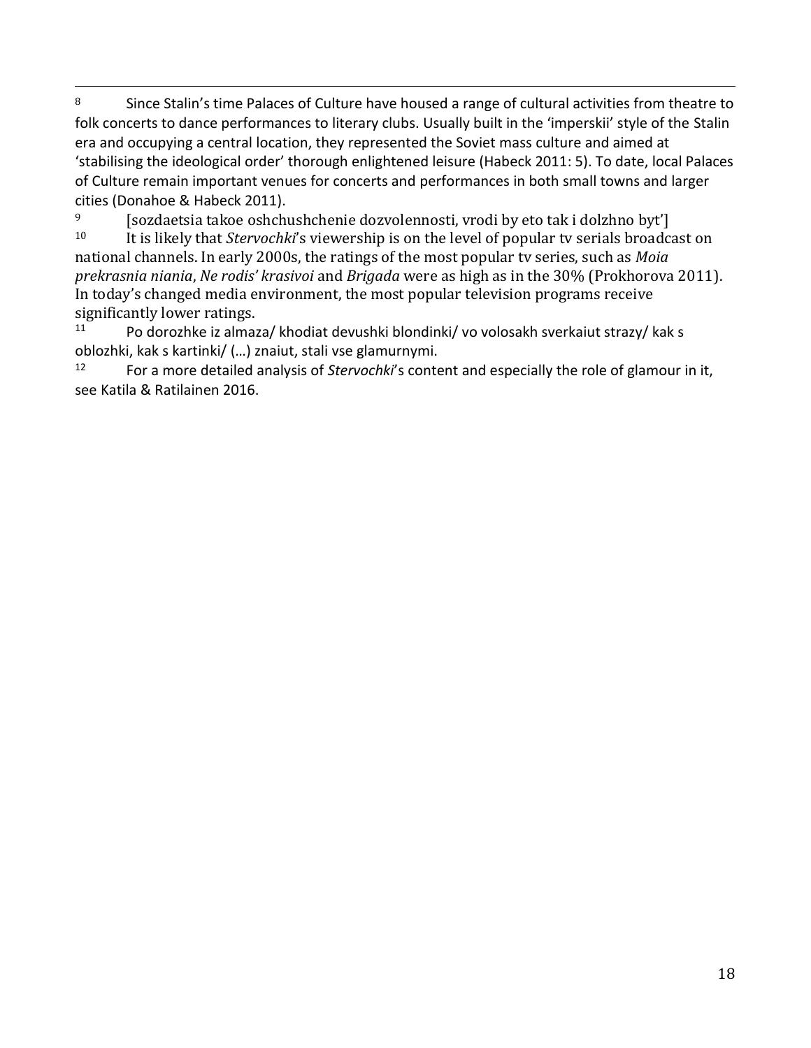[8] Since Stalin's time Palaces of Culture have housed a range of cultural activities from theatre to folk concerts to dance performances to literary clubs. Usually built in the 'imperskii' style of the Stalin era and occupying a central location, they represented the Soviet mass culture and aimed at 'stabilising the ideological order' thorough enlightened leisure (Habeck 2011: 5). To date, local Palaces of Culture remain important venues for concerts and performances in both small towns and larger cities (Donahoe & Habeck 2011).

[9] [sozdaetsia takoe oshchushchenie dozvolennosti, vrodi by eto tak i dolzhno byt']

[10] It is likely that *Stervochki*'s viewership is on the level of popular tv serials broadcast on national channels. In early 2000s, the ratings of the most popular tv series, such as *Moia prekrasnia niania*, *Ne rodis' krasivoi* and *Brigada* were as high as in the 30% (Prokhorova 2011). In today's changed media environment, the most popular television programs receive significantly lower ratings.

[11] Po dorozhke iz almaza/ khodiat devushki blondinki/ vo volosakh sverkaiut strazy/ kak s oblozhki, kak s kartinki/ (…) znaiut, stali vse glamurnymi.

[12] For a more detailed analysis of *Stervochki*'s content and especially the role of glamour in it, see Katila & Ratilainen 2016.